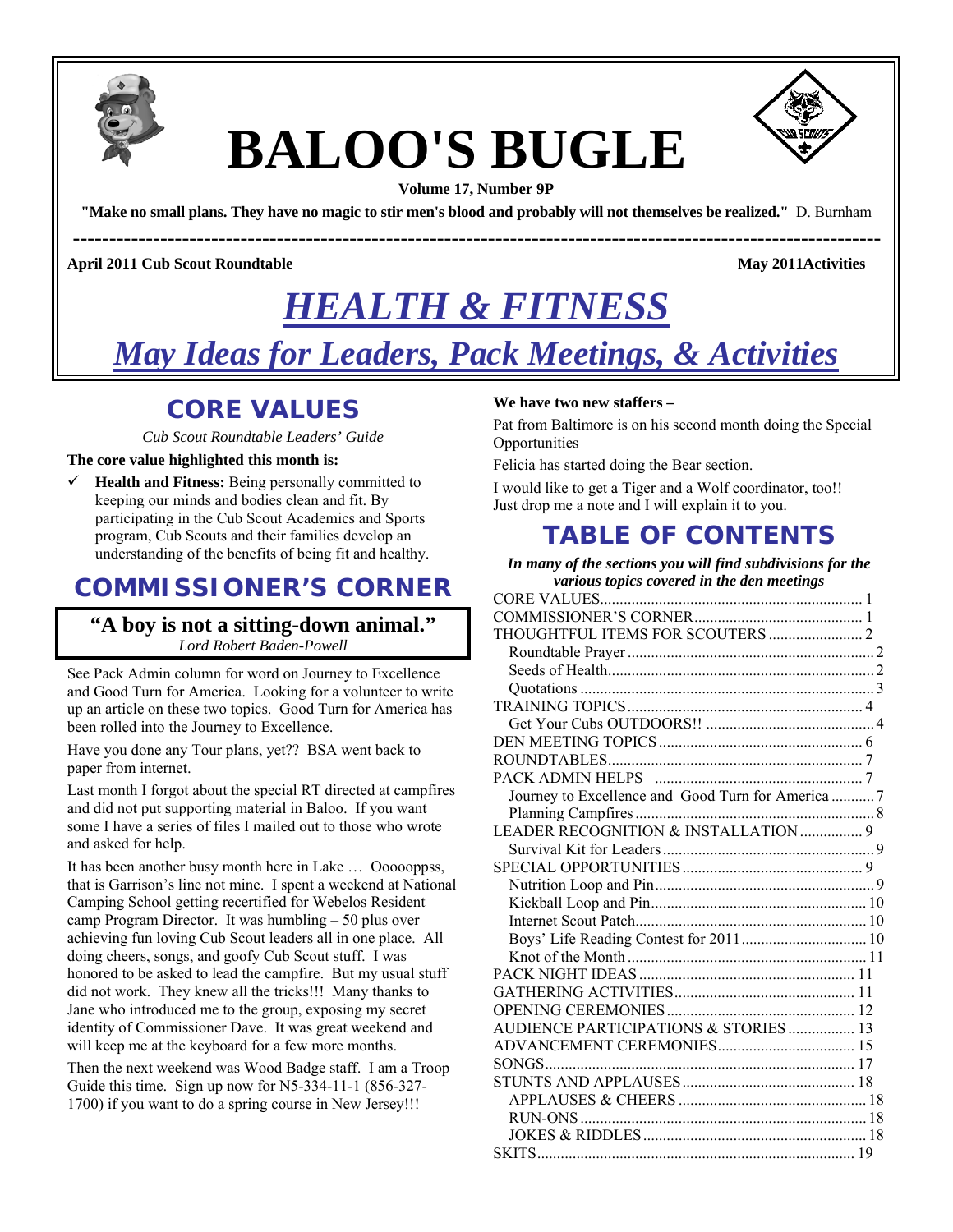# BALOO'S BUGLE

**Volume 17, Number 9P**

**"Make no small plans. They have no magic to stir men's blood and probably will not themselves be realized."** D. Burnham

---

**April 2011 Cub Scout Roundtable** **May 2011Activities**

# *HEALTH & FITNESS*

## *May Ideas for Leaders, Pack Meetings, & Activities*

## CORE VALUES

*Cub Scout Roundtable Leaders' Guide*

**The core value highlighted this month is:**

- ✓ **Health and Fitness:** Being personally committed to keeping our minds and bodies clean and fit. By participating in the Cub Scout Academics and Sports program, Cub Scouts and their families develop an understanding of the benefits of being fit and healthy.

## COMMISSIONER'S CORNER

**"A boy is not a sitting-down animal."**
*Lord Robert Baden-Powell*

See Pack Admin column for word on Journey to Excellence and Good Turn for America. Looking for a volunteer to write up an article on these two topics. Good Turn for America has been rolled into the Journey to Excellence.

Have you done any Tour plans, yet?? BSA went back to paper from internet.

Last month I forgot about the special RT directed at campfires and did not put supporting material in Baloo. If you want some I have a series of files I mailed out to those who wrote and asked for help.

It has been another busy month here in Lake … Oooooppss, that is Garrison's line not mine. I spent a weekend at National Camping School getting recertified for Webelos Resident camp Program Director. It was humbling – 50 plus over achieving fun loving Cub Scout leaders all in one place. All doing cheers, songs, and goofy Cub Scout stuff. I was honored to be asked to lead the campfire. But my usual stuff did not work. They knew all the tricks!!! Many thanks to Jane who introduced me to the group, exposing my secret identity of Commissioner Dave. It was great weekend and will keep me at the keyboard for a few more months.

Then the next weekend was Wood Badge staff. I am a Troop Guide this time. Sign up now for N5-334-11-1 (856-327-1700) if you want to do a spring course in New Jersey!!!

**We have two new staffers –**

Pat from Baltimore is on his second month doing the Special Opportunities

Felicia has started doing the Bear section.

I would like to get a Tiger and a Wolf coordinator, too!! Just drop me a note and I will explain it to you.

## TABLE OF CONTENTS

***In many of the sections you will find subdivisions for the various topics covered in the den meetings***

| Section | Page |
|---|---|
| CORE VALUES | 1 |
| COMMISSIONER'S CORNER | 1 |
| THOUGHTFUL ITEMS FOR SCOUTERS | 2 |
| Roundtable Prayer | 2 |
| Seeds of Health | 2 |
| Quotations | 3 |
| TRAINING TOPICS | 4 |
| Get Your Cubs OUTDOORS!! | 4 |
| DEN MEETING TOPICS | 6 |
| ROUNDTABLES | 7 |
| PACK ADMIN HELPS – | 7 |
| Journey to Excellence and Good Turn for America | 7 |
| Planning Campfires | 8 |
| LEADER RECOGNITION & INSTALLATION | 9 |
| Survival Kit for Leaders | 9 |
| SPECIAL OPPORTUNITIES | 9 |
| Nutrition Loop and Pin | 9 |
| Kickball Loop and Pin | 10 |
| Internet Scout Patch | 10 |
| Boys' Life Reading Contest for 2011 | 10 |
| Knot of the Month | 11 |
| PACK NIGHT IDEAS | 11 |
| GATHERING ACTIVITIES | 11 |
| OPENING CEREMONIES | 12 |
| AUDIENCE PARTICIPATIONS & STORIES | 13 |
| ADVANCEMENT CEREMONIES | 15 |
| SONGS | 17 |
| STUNTS AND APPLAUSES | 18 |
| APPLAUSES & CHEERS | 18 |
| RUN-ONS | 18 |
| JOKES & RIDDLES | 18 |
| SKITS | 19 |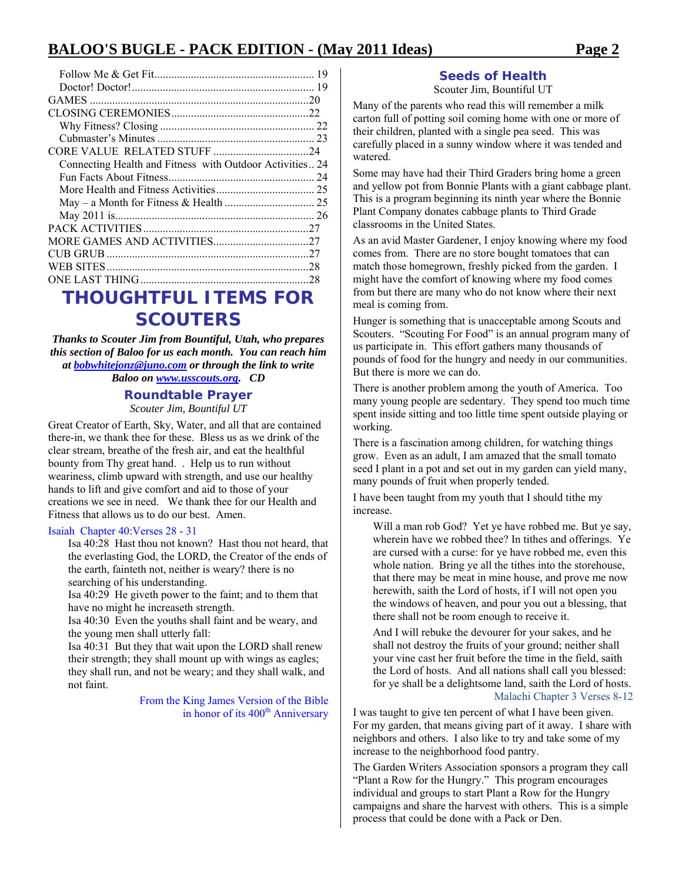Follow Me & Get Fit........................................................ 19
Doctor! Doctor!................................................................ 19
GAMES .............................................................................20
CLOSING CEREMONIES.................................................22
Why Fitness? Closing ...................................................... 22
Cubmaster's Minutes ........................................................ 23
CORE VALUE RELATED STUFF ..................................24
Connecting Health and Fitness with Outdoor Activities.. 24
Fun Facts About Fitness.................................................... 24
More Health and Fitness Activities................................... 25
May – a Month for Fitness & Health ................................ 25
May 2011 is...................................................................... 26
PACK ACTIVITIES...........................................................27
MORE GAMES AND ACTIVITIES..................................27
CUB GRUB .......................................................................27
WEB SITES........................................................................28
ONE LAST THING............................................................28

# THOUGHTFUL ITEMS FOR SCOUTERS

***Thanks to Scouter Jim from Bountiful, Utah, who prepares this section of Baloo for us each month. You can reach him at bobwhitejonz@juno.com or through the link to write Baloo on www.usscouts.org. CD***

## Roundtable Prayer

*Scouter Jim, Bountiful UT*

Great Creator of Earth, Sky, Water, and all that are contained there-in, we thank thee for these. Bless us as we drink of the clear stream, breathe of the fresh air, and eat the healthful bounty from Thy great hand. . Help us to run without weariness, climb upward with strength, and use our healthy hands to lift and give comfort and aid to those of your creations we see in need. We thank thee for our Health and Fitness that allows us to do our best. Amen.

Isaiah Chapter 40:Verses 28 - 31

> Isa 40:28 Hast thou not known? Hast thou not heard, that the everlasting God, the LORD, the Creator of the ends of the earth, fainteth not, neither is weary? there is no searching of his understanding.
> Isa 40:29 He giveth power to the faint; and to them that have no might he increaseth strength.
> Isa 40:30 Even the youths shall faint and be weary, and the young men shall utterly fall:
> Isa 40:31 But they that wait upon the LORD shall renew their strength; they shall mount up with wings as eagles; they shall run, and not be weary; and they shall walk, and not faint.

From the King James Version of the Bible in honor of its 400th Anniversary

## Seeds of Health

Scouter Jim, Bountiful UT

Many of the parents who read this will remember a milk carton full of potting soil coming home with one or more of their children, planted with a single pea seed. This was carefully placed in a sunny window where it was tended and watered.

Some may have had their Third Graders bring home a green and yellow pot from Bonnie Plants with a giant cabbage plant. This is a program beginning its ninth year where the Bonnie Plant Company donates cabbage plants to Third Grade classrooms in the United States.

As an avid Master Gardener, I enjoy knowing where my food comes from. There are no store bought tomatoes that can match those homegrown, freshly picked from the garden. I might have the comfort of knowing where my food comes from but there are many who do not know where their next meal is coming from.

Hunger is something that is unacceptable among Scouts and Scouters. "Scouting For Food" is an annual program many of us participate in. This effort gathers many thousands of pounds of food for the hungry and needy in our communities. But there is more we can do.

There is another problem among the youth of America. Too many young people are sedentary. They spend too much time spent inside sitting and too little time spent outside playing or working.

There is a fascination among children, for watching things grow. Even as an adult, I am amazed that the small tomato seed I plant in a pot and set out in my garden can yield many, many pounds of fruit when properly tended.

I have been taught from my youth that I should tithe my increase.

> Will a man rob God? Yet ye have robbed me. But ye say, wherein have we robbed thee? In tithes and offerings. Ye are cursed with a curse: for ye have robbed me, even this whole nation. Bring ye all the tithes into the storehouse, that there may be meat in mine house, and prove me now herewith, saith the Lord of hosts, if I will not open you the windows of heaven, and pour you out a blessing, that there shall not be room enough to receive it.
>
> And I will rebuke the devourer for your sakes, and he shall not destroy the fruits of your ground; neither shall your vine cast her fruit before the time in the field, saith the Lord of hosts. And all nations shall call you blessed: for ye shall be a delightsome land, saith the Lord of hosts.
>
> Malachi Chapter 3 Verses 8-12

I was taught to give ten percent of what I have been given. For my garden, that means giving part of it away. I share with neighbors and others. I also like to try and take some of my increase to the neighborhood food pantry.

The Garden Writers Association sponsors a program they call "Plant a Row for the Hungry." This program encourages individual and groups to start Plant a Row for the Hungry campaigns and share the harvest with others. This is a simple process that could be done with a Pack or Den.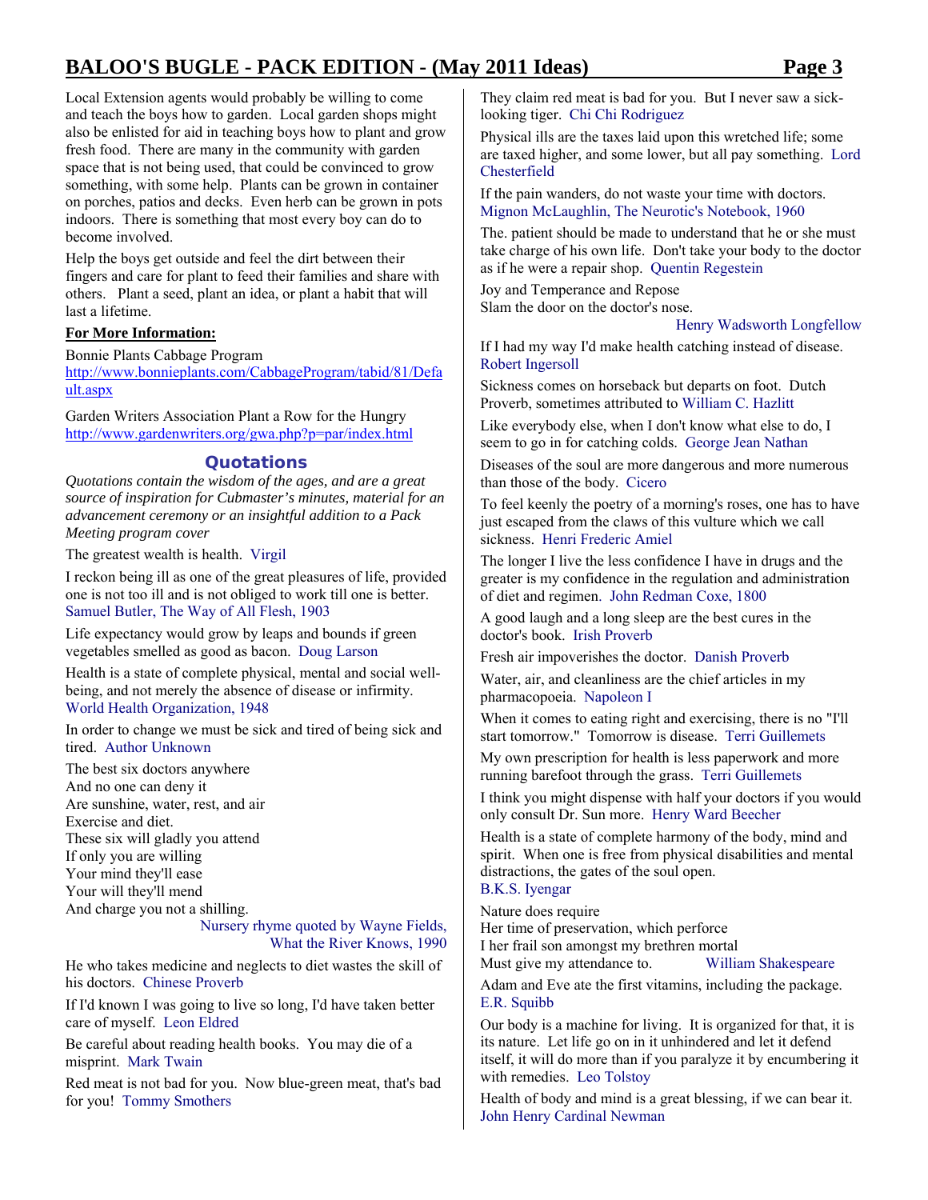Local Extension agents would probably be willing to come and teach the boys how to garden. Local garden shops might also be enlisted for aid in teaching boys how to plant and grow fresh food. There are many in the community with garden space that is not being used, that could be convinced to grow something, with some help. Plants can be grown in container on porches, patios and decks. Even herb can be grown in pots indoors. There is something that most every boy can do to become involved.

Help the boys get outside and feel the dirt between their fingers and care for plant to feed their families and share with others. Plant a seed, plant an idea, or plant a habit that will last a lifetime.

**For More Information:**

Bonnie Plants Cabbage Program
http://www.bonnieplants.com/CabbageProgram/tabid/81/Default.aspx

Garden Writers Association Plant a Row for the Hungry
http://www.gardenwriters.org/gwa.php?p=par/index.html

## Quotations

*Quotations contain the wisdom of the ages, and are a great source of inspiration for Cubmaster's minutes, material for an advancement ceremony or an insightful addition to a Pack Meeting program cover*

The greatest wealth is health. Virgil

I reckon being ill as one of the great pleasures of life, provided one is not too ill and is not obliged to work till one is better. Samuel Butler, The Way of All Flesh, 1903

Life expectancy would grow by leaps and bounds if green vegetables smelled as good as bacon. Doug Larson

Health is a state of complete physical, mental and social well-being, and not merely the absence of disease or infirmity. World Health Organization, 1948

In order to change we must be sick and tired of being sick and tired. Author Unknown

The best six doctors anywhere
And no one can deny it
Are sunshine, water, rest, and air
Exercise and diet.
These six will gladly you attend
If only you are willing
Your mind they'll ease
Your will they'll mend
And charge you not a shilling.
Nursery rhyme quoted by Wayne Fields, What the River Knows, 1990

He who takes medicine and neglects to diet wastes the skill of his doctors. Chinese Proverb

If I'd known I was going to live so long, I'd have taken better care of myself. Leon Eldred

Be careful about reading health books. You may die of a misprint. Mark Twain

Red meat is not bad for you. Now blue-green meat, that's bad for you! Tommy Smothers

They claim red meat is bad for you. But I never saw a sick-looking tiger. Chi Chi Rodriguez

Physical ills are the taxes laid upon this wretched life; some are taxed higher, and some lower, but all pay something. Lord Chesterfield

If the pain wanders, do not waste your time with doctors. Mignon McLaughlin, The Neurotic's Notebook, 1960

The. patient should be made to understand that he or she must take charge of his own life. Don't take your body to the doctor as if he were a repair shop. Quentin Regestein

Joy and Temperance and Repose
Slam the door on the doctor's nose.
Henry Wadsworth Longfellow

If I had my way I'd make health catching instead of disease. Robert Ingersoll

Sickness comes on horseback but departs on foot. Dutch Proverb, sometimes attributed to William C. Hazlitt

Like everybody else, when I don't know what else to do, I seem to go in for catching colds. George Jean Nathan

Diseases of the soul are more dangerous and more numerous than those of the body. Cicero

To feel keenly the poetry of a morning's roses, one has to have just escaped from the claws of this vulture which we call sickness. Henri Frederic Amiel

The longer I live the less confidence I have in drugs and the greater is my confidence in the regulation and administration of diet and regimen. John Redman Coxe, 1800

A good laugh and a long sleep are the best cures in the doctor's book. Irish Proverb

Fresh air impoverishes the doctor. Danish Proverb

Water, air, and cleanliness are the chief articles in my pharmacopoeia. Napoleon I

When it comes to eating right and exercising, there is no "I'll start tomorrow." Tomorrow is disease. Terri Guillemets

My own prescription for health is less paperwork and more running barefoot through the grass. Terri Guillemets

I think you might dispense with half your doctors if you would only consult Dr. Sun more. Henry Ward Beecher

Health is a state of complete harmony of the body, mind and spirit. When one is free from physical disabilities and mental distractions, the gates of the soul open.
B.K.S. Iyengar

Nature does require
Her time of preservation, which perforce
I her frail son amongst my brethren mortal
Must give my attendance to. William Shakespeare

Adam and Eve ate the first vitamins, including the package. E.R. Squibb

Our body is a machine for living. It is organized for that, it is its nature. Let life go on in it unhindered and let it defend itself, it will do more than if you paralyze it by encumbering it with remedies. Leo Tolstoy

Health of body and mind is a great blessing, if we can bear it. John Henry Cardinal Newman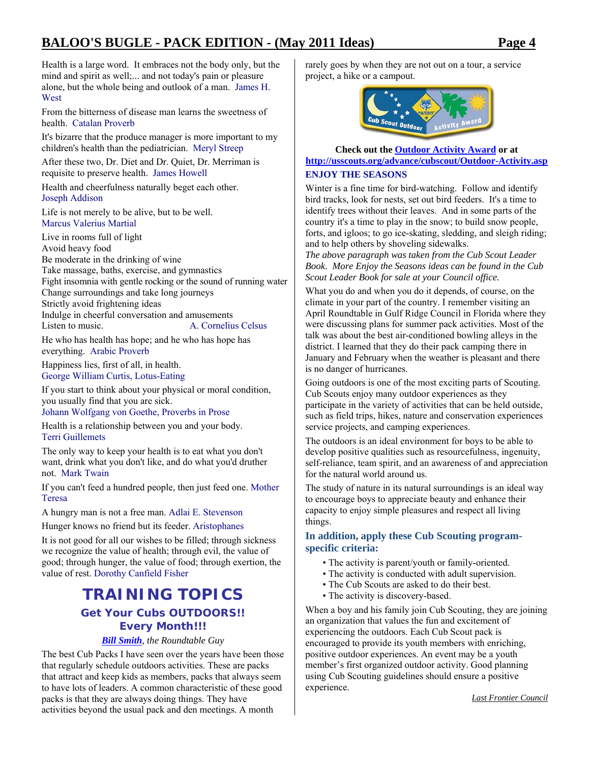Health is a large word. It embraces not the body only, but the mind and spirit as well;... and not today's pain or pleasure alone, but the whole being and outlook of a man. James H. West

From the bitterness of disease man learns the sweetness of health. Catalan Proverb

It's bizarre that the produce manager is more important to my children's health than the pediatrician. Meryl Streep

After these two, Dr. Diet and Dr. Quiet, Dr. Merriman is requisite to preserve health. James Howell

Health and cheerfulness naturally beget each other. Joseph Addison

Life is not merely to be alive, but to be well. Marcus Valerius Martial

Live in rooms full of light
Avoid heavy food
Be moderate in the drinking of wine
Take massage, baths, exercise, and gymnastics
Fight insomnia with gentle rocking or the sound of running water
Change surroundings and take long journeys
Strictly avoid frightening ideas
Indulge in cheerful conversation and amusements
Listen to music. A. Cornelius Celsus

He who has health has hope; and he who has hope has everything. Arabic Proverb

Happiness lies, first of all, in health. George William Curtis, Lotus-Eating

If you start to think about your physical or moral condition, you usually find that you are sick. Johann Wolfgang von Goethe, Proverbs in Prose

Health is a relationship between you and your body. Terri Guillemets

The only way to keep your health is to eat what you don't want, drink what you don't like, and do what you'd druther not. Mark Twain

If you can't feed a hundred people, then just feed one. Mother Teresa

A hungry man is not a free man. Adlai E. Stevenson

Hunger knows no friend but its feeder. Aristophanes

It is not good for all our wishes to be filled; through sickness we recognize the value of health; through evil, the value of good; through hunger, the value of food; through exertion, the value of rest. Dorothy Canfield Fisher

# TRAINING TOPICS

## Get Your Cubs OUTDOORS!! Every Month!!!

***Bill Smith**, the Roundtable Guy*

The best Cub Packs I have seen over the years have been those that regularly schedule outdoors activities. These are packs that attract and keep kids as members, packs that always seem to have lots of leaders. A common characteristic of these good packs is that they are always doing things. They have activities beyond the usual pack and den meetings. A month rarely goes by when they are not out on a tour, a service project, a hike or a campout.

**Check out the Outdoor Activity Award or at http://usscouts.org/advance/cubscout/Outdoor-Activity.asp**

### ENJOY THE SEASONS

Winter is a fine time for bird-watching. Follow and identify bird tracks, look for nests, set out bird feeders. It's a time to identify trees without their leaves. And in some parts of the country it's a time to play in the snow; to build snow people, forts, and igloos; to go ice-skating, sledding, and sleigh riding; and to help others by shoveling sidewalks.

*The above paragraph was taken from the Cub Scout Leader Book. More Enjoy the Seasons ideas can be found in the Cub Scout Leader Book for sale at your Council office.*

What you do and when you do it depends, of course, on the climate in your part of the country. I remember visiting an April Roundtable in Gulf Ridge Council in Florida where they were discussing plans for summer pack activities. Most of the talk was about the best air-conditioned bowling alleys in the district. I learned that they do their pack camping there in January and February when the weather is pleasant and there is no danger of hurricanes.

Going outdoors is one of the most exciting parts of Scouting. Cub Scouts enjoy many outdoor experiences as they participate in the variety of activities that can be held outside, such as field trips, hikes, nature and conservation experiences service projects, and camping experiences.

The outdoors is an ideal environment for boys to be able to develop positive qualities such as resourcefulness, ingenuity, self-reliance, team spirit, and an awareness of and appreciation for the natural world around us.

The study of nature in its natural surroundings is an ideal way to encourage boys to appreciate beauty and enhance their capacity to enjoy simple pleasures and respect all living things.

### In addition, apply these Cub Scouting program-specific criteria:

- The activity is parent/youth or family-oriented.
- The activity is conducted with adult supervision.
- The Cub Scouts are asked to do their best.
- The activity is discovery-based.

When a boy and his family join Cub Scouting, they are joining an organization that values the fun and excitement of experiencing the outdoors. Each Cub Scout pack is encouraged to provide its youth members with enriching, positive outdoor experiences. An event may be a youth member's first organized outdoor activity. Good planning using Cub Scouting guidelines should ensure a positive experience.

*Last Frontier Council*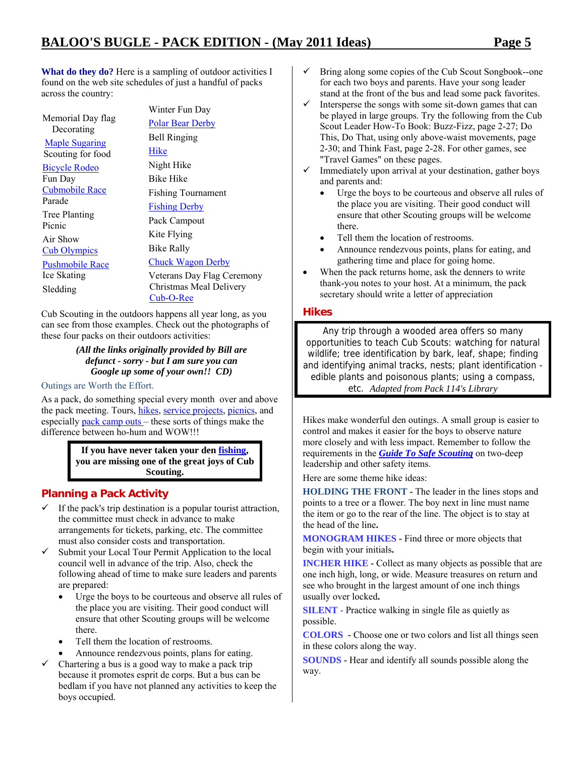**What do they do?** Here is a sampling of outdoor activities I found on the web site schedules of just a handful of packs across the country:

| | |
|---|---|
| Memorial Day flag Decorating | Winter Fun Day |
| Maple Sugaring | Polar Bear Derby |
| Scouting for food | Bell Ringing |
| Bicycle Rodeo | Hike |
| Fun Day | Night Hike |
| Cubmobile Race | Bike Hike |
| Parade | Fishing Tournament |
| Tree Planting | Fishing Derby |
| Picnic | Pack Campout |
| Air Show | Kite Flying |
| Cub Olympics | Bike Rally |
| Pushmobile Race | Chuck Wagon Derby |
| Ice Skating | Veterans Day Flag Ceremony |
| Sledding | Christmas Meal Delivery |
| | Cub-O-Ree |

Cub Scouting in the outdoors happens all year long, as you can see from those examples. Check out the photographs of these four packs on their outdoors activities:

***(All the links originally provided by Bill are defunct - sorry - but I am sure you can Google up some of your own!! CD)***

Outings are Worth the Effort.

As a pack, do something special every month over and above the pack meeting. Tours, hikes, service projects, picnics, and especially pack camp outs – these sorts of things make the difference between ho-hum and WOW!!!

**If you have never taken your den fishing, you are missing one of the great joys of Cub Scouting.**

## Planning a Pack Activity

- ✓ If the pack's trip destination is a popular tourist attraction, the committee must check in advance to make arrangements for tickets, parking, etc. The committee must also consider costs and transportation.
- ✓ Submit your Local Tour Permit Application to the local council well in advance of the trip. Also, check the following ahead of time to make sure leaders and parents are prepared:
  - Urge the boys to be courteous and observe all rules of the place you are visiting. Their good conduct will ensure that other Scouting groups will be welcome there.
  - Tell them the location of restrooms.
  - Announce rendezvous points, plans for eating.
- ✓ Chartering a bus is a good way to make a pack trip because it promotes esprit de corps. But a bus can be bedlam if you have not planned any activities to keep the boys occupied.
- ✓ Bring along some copies of the Cub Scout Songbook--one for each two boys and parents. Have your song leader stand at the front of the bus and lead some pack favorites.
- ✓ Intersperse the songs with some sit-down games that can be played in large groups. Try the following from the Cub Scout Leader How-To Book: Buzz-Fizz, page 2-27; Do This, Do That, using only above-waist movements, page 2-30; and Think Fast, page 2-28. For other games, see "Travel Games" on these pages.
- ✓ Immediately upon arrival at your destination, gather boys and parents and:
  - Urge the boys to be courteous and observe all rules of the place you are visiting. Their good conduct will ensure that other Scouting groups will be welcome there.
  - Tell them the location of restrooms.
  - Announce rendezvous points, plans for eating, and gathering time and place for going home.
- When the pack returns home, ask the denners to write thank-you notes to your host. At a minimum, the pack secretary should write a letter of appreciation

## Hikes

Any trip through a wooded area offers so many opportunities to teach Cub Scouts: watching for natural wildlife; tree identification by bark, leaf, shape; finding and identifying animal tracks, nests; plant identification - edible plants and poisonous plants; using a compass, etc. *Adapted from Pack 114's Library*

Hikes make wonderful den outings. A small group is easier to control and makes it easier for the boys to observe nature more closely and with less impact. Remember to follow the requirements in the ***Guide To Safe Scouting*** on two-deep leadership and other safety items.

Here are some theme hike ideas:

**HOLDING THE FRONT** - The leader in the lines stops and points to a tree or a flower. The boy next in line must name the item or go to the rear of the line. The object is to stay at the head of the line**.**

**MONOGRAM HIKES** - Find three or more objects that begin with your initials**.**

**INCHER HIKE** - Collect as many objects as possible that are one inch high, long, or wide. Measure treasures on return and see who brought in the largest amount of one inch things usually over locked**.**

**SILENT** - Practice walking in single file as quietly as possible.

**COLORS** - Choose one or two colors and list all things seen in these colors along the way.

**SOUNDS** - Hear and identify all sounds possible along the way.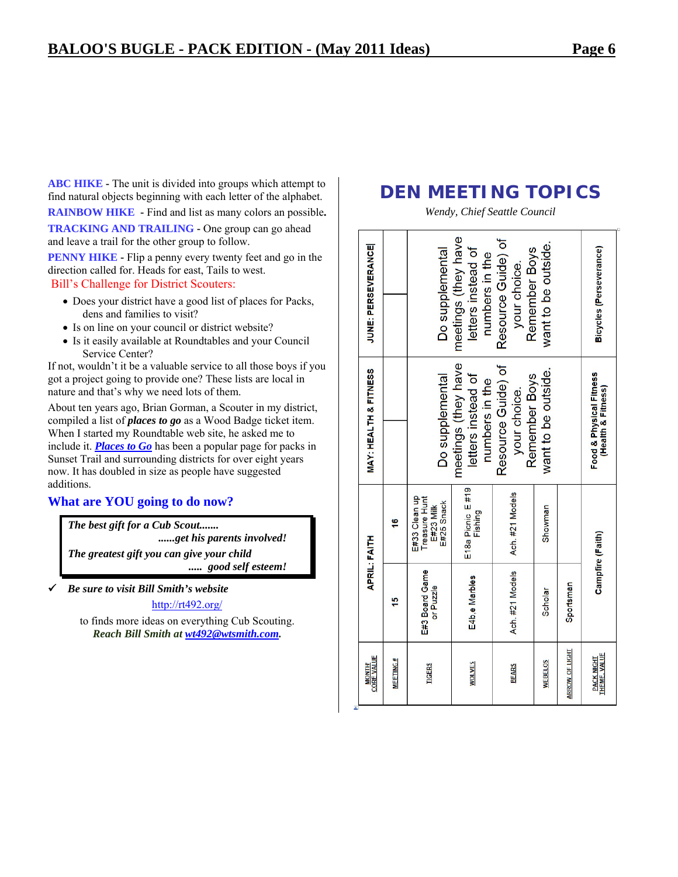**ABC HIKE** - The unit is divided into groups which attempt to find natural objects beginning with each letter of the alphabet.

**RAINBOW HIKE** - Find and list as many colors an possible**.**

**TRACKING AND TRAILING** - One group can go ahead and leave a trail for the other group to follow.

**PENNY HIKE** - Flip a penny every twenty feet and go in the direction called for. Heads for east, Tails to west.

Bill's Challenge for District Scouters:

- Does your district have a good list of places for Packs, dens and families to visit?
- Is on line on your council or district website?
- Is it easily available at Roundtables and your Council Service Center?

If not, wouldn't it be a valuable service to all those boys if you got a project going to provide one? These lists are local in nature and that's why we need lots of them.

About ten years ago, Brian Gorman, a Scouter in my district, compiled a list of ***places to go*** as a Wood Badge ticket item. When I started my Roundtable web site, he asked me to include it. ***Places to Go*** has been a popular page for packs in Sunset Trail and surrounding districts for over eight years now. It has doubled in size as people have suggested additions.

## What are YOU going to do now?

> ***The best gift for a Cub Scout.......***
> ***......get his parents involved!***
> ***The greatest gift you can give your child***
> ***..... good self esteem!***

✓ ***Be sure to visit Bill Smith's website***

http://rt492.org/

to finds more ideas on everything Cub Scouting.

***Reach Bill Smith at wt492@wtsmith.com.***

# DEN MEETING TOPICS

*Wendy, Chief Seattle Council*

| MONTH/ CORE VALUE | APRIL: FAITH | | MAY: HEALTH & FITNESS | | JUNE: PERSEVERANCE | |
|---|---|---|---|---|---|---|
| MEETING # | 15 | 16 | | | | |
| TIGERS | E#3 Board Game or Puzzle | E#33 Clean up Treasure Hunt E#23 Milk E#25 Snack | Do supplemental meetings (they have letters instead of numbers in the Resource Guide) of your choice. Remember Boys want to be outside. | | Do supplemental meetings (they have letters instead of numbers in the Resource Guide) of your choice. Remember Boys want to be outside. | |
| WOLVES | E4b,e Marbles | E18a Picnic E #19 Fishing | | | | |
| BEARS | Ach. #21 Models | Ach. #21 Models | | | | |
| WEBELOS | Scholar | Showman | | | | |
| ARROW OF LIGHT | Sportsman | | | | | |
| PACK NIGHT THEME, VALUE | Campfire (Faith) | | Food & Physical Fitness (Health & Fitness) | | Bicycles (Perseverance) | |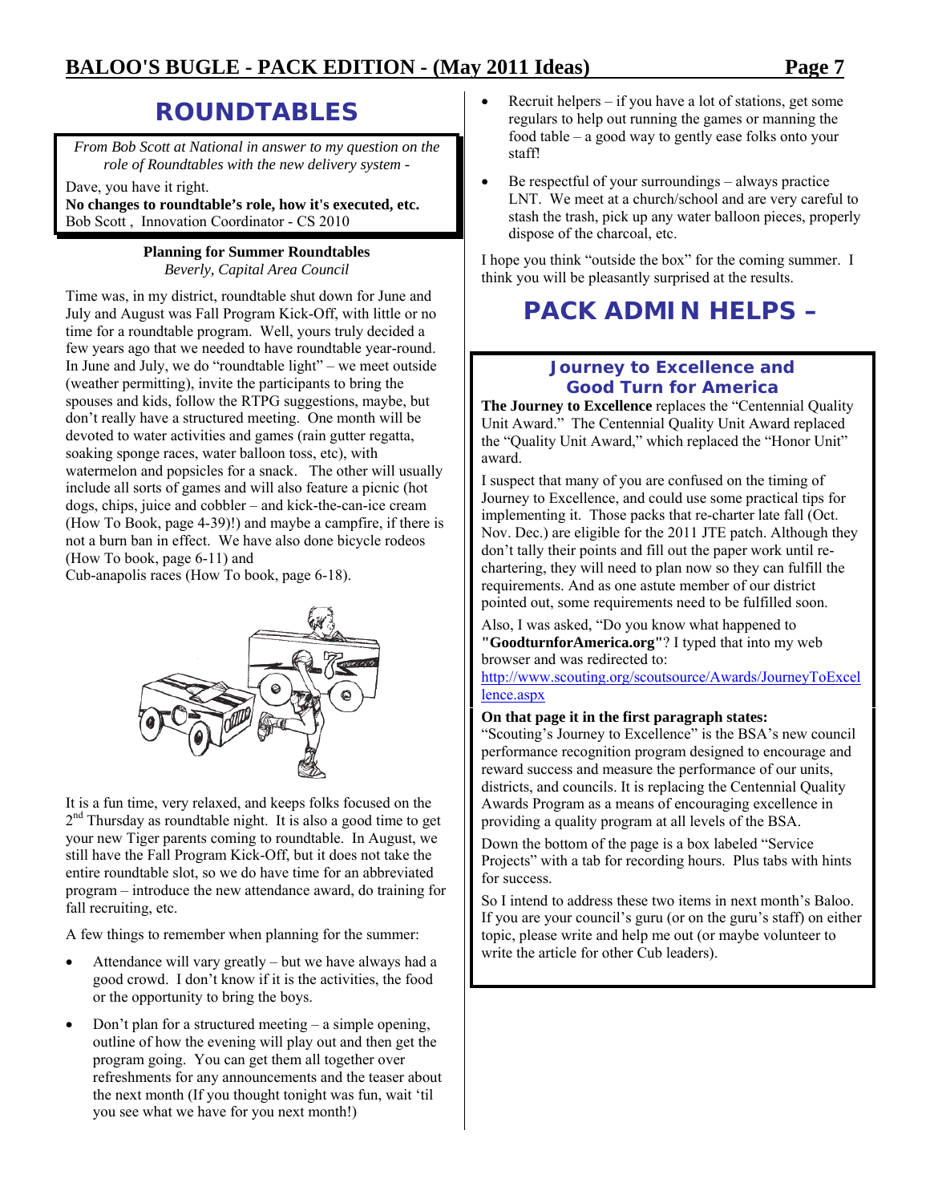## ROUNDTABLES

*From Bob Scott at National in answer to my question on the role of Roundtables with the new delivery system -*

Dave, you have it right.

**No changes to roundtable's role, how it's executed, etc.**

Bob Scott , Innovation Coordinator - CS 2010

### Planning for Summer Roundtables

*Beverly, Capital Area Council*

Time was, in my district, roundtable shut down for June and July and August was Fall Program Kick-Off, with little or no time for a roundtable program. Well, yours truly decided a few years ago that we needed to have roundtable year-round. In June and July, we do "roundtable light" – we meet outside (weather permitting), invite the participants to bring the spouses and kids, follow the RTPG suggestions, maybe, but don't really have a structured meeting. One month will be devoted to water activities and games (rain gutter regatta, soaking sponge races, water balloon toss, etc), with watermelon and popsicles for a snack. The other will usually include all sorts of games and will also feature a picnic (hot dogs, chips, juice and cobbler – and kick-the-can-ice cream (How To Book, page 4-39)!) and maybe a campfire, if there is not a burn ban in effect. We have also done bicycle rodeos (How To book, page 6-11) and Cub-anapolis races (How To book, page 6-18).

It is a fun time, very relaxed, and keeps folks focused on the 2nd Thursday as roundtable night. It is also a good time to get your new Tiger parents coming to roundtable. In August, we still have the Fall Program Kick-Off, but it does not take the entire roundtable slot, so we do have time for an abbreviated program – introduce the new attendance award, do training for fall recruiting, etc.

A few things to remember when planning for the summer:

- Attendance will vary greatly – but we have always had a good crowd. I don't know if it is the activities, the food or the opportunity to bring the boys.
- Don't plan for a structured meeting – a simple opening, outline of how the evening will play out and then get the program going. You can get them all together over refreshments for any announcements and the teaser about the next month (If you thought tonight was fun, wait 'til you see what we have for you next month!)
- Recruit helpers – if you have a lot of stations, get some regulars to help out running the games or manning the food table – a good way to gently ease folks onto your staff!
- Be respectful of your surroundings – always practice LNT. We meet at a church/school and are very careful to stash the trash, pick up any water balloon pieces, properly dispose of the charcoal, etc.

I hope you think "outside the box" for the coming summer. I think you will be pleasantly surprised at the results.

## PACK ADMIN HELPS –

### Journey to Excellence and Good Turn for America

**The Journey to Excellence** replaces the "Centennial Quality Unit Award." The Centennial Quality Unit Award replaced the "Quality Unit Award," which replaced the "Honor Unit" award.

I suspect that many of you are confused on the timing of Journey to Excellence, and could use some practical tips for implementing it. Those packs that re-charter late fall (Oct. Nov. Dec.) are eligible for the 2011 JTE patch. Although they don't tally their points and fill out the paper work until re-chartering, they will need to plan now so they can fulfill the requirements. And as one astute member of our district pointed out, some requirements need to be fulfilled soon.

Also, I was asked, "Do you know what happened to **"GoodturnforAmerica.org"**? I typed that into my web browser and was redirected to: http://www.scouting.org/scoutsource/Awards/JourneyToExcellence.aspx

**On that page it in the first paragraph states:**

"Scouting's Journey to Excellence" is the BSA's new council performance recognition program designed to encourage and reward success and measure the performance of our units, districts, and councils. It is replacing the Centennial Quality Awards Program as a means of encouraging excellence in providing a quality program at all levels of the BSA.

Down the bottom of the page is a box labeled "Service Projects" with a tab for recording hours. Plus tabs with hints for success.

So I intend to address these two items in next month's Baloo. If you are your council's guru (or on the guru's staff) on either topic, please write and help me out (or maybe volunteer to write the article for other Cub leaders).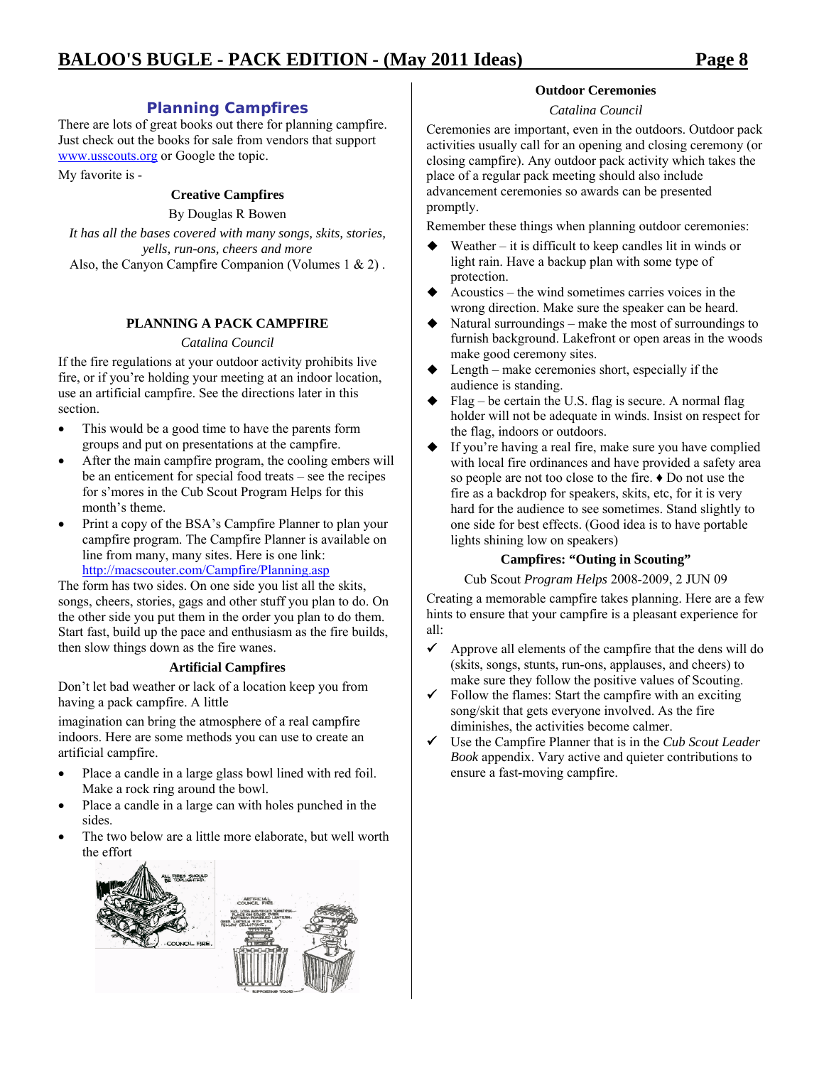## Planning Campfires

There are lots of great books out there for planning campfire. Just check out the books for sale from vendors that support www.usscouts.org or Google the topic.

My favorite is -

**Creative Campfires**

By Douglas R Bowen

*It has all the bases covered with many songs, skits, stories, yells, run-ons, cheers and more*

Also, the Canyon Campfire Companion (Volumes 1 & 2) .

### PLANNING A PACK CAMPFIRE

*Catalina Council*

If the fire regulations at your outdoor activity prohibits live fire, or if you're holding your meeting at an indoor location, use an artificial campfire. See the directions later in this section.

- This would be a good time to have the parents form groups and put on presentations at the campfire.
- After the main campfire program, the cooling embers will be an enticement for special food treats – see the recipes for s'mores in the Cub Scout Program Helps for this month's theme.
- Print a copy of the BSA's Campfire Planner to plan your campfire program. The Campfire Planner is available on line from many, many sites. Here is one link: http://macscouter.com/Campfire/Planning.asp

The form has two sides. On one side you list all the skits, songs, cheers, stories, gags and other stuff you plan to do. On the other side you put them in the order you plan to do them. Start fast, build up the pace and enthusiasm as the fire builds, then slow things down as the fire wanes.

### Artificial Campfires

Don't let bad weather or lack of a location keep you from having a pack campfire. A little

imagination can bring the atmosphere of a real campfire indoors. Here are some methods you can use to create an artificial campfire.

- Place a candle in a large glass bowl lined with red foil. Make a rock ring around the bowl.
- Place a candle in a large can with holes punched in the sides.
- The two below are a little more elaborate, but well worth the effort

### Outdoor Ceremonies

*Catalina Council*

Ceremonies are important, even in the outdoors. Outdoor pack activities usually call for an opening and closing ceremony (or closing campfire). Any outdoor pack activity which takes the place of a regular pack meeting should also include advancement ceremonies so awards can be presented promptly.

Remember these things when planning outdoor ceremonies:

- Weather – it is difficult to keep candles lit in winds or light rain. Have a backup plan with some type of protection.
- Acoustics – the wind sometimes carries voices in the wrong direction. Make sure the speaker can be heard.
- Natural surroundings – make the most of surroundings to furnish background. Lakefront or open areas in the woods make good ceremony sites.
- Length – make ceremonies short, especially if the audience is standing.
- Flag – be certain the U.S. flag is secure. A normal flag holder will not be adequate in winds. Insist on respect for the flag, indoors or outdoors.
- If you're having a real fire, make sure you have complied with local fire ordinances and have provided a safety area so people are not too close to the fire. ♦ Do not use the fire as a backdrop for speakers, skits, etc, for it is very hard for the audience to see sometimes. Stand slightly to one side for best effects. (Good idea is to have portable lights shining low on speakers)

### Campfires: "Outing in Scouting"

Cub Scout *Program Helps* 2008-2009, 2 JUN 09

Creating a memorable campfire takes planning. Here are a few hints to ensure that your campfire is a pleasant experience for all:

- ✓ Approve all elements of the campfire that the dens will do (skits, songs, stunts, run-ons, applauses, and cheers) to make sure they follow the positive values of Scouting.
- ✓ Follow the flames: Start the campfire with an exciting song/skit that gets everyone involved. As the fire diminishes, the activities become calmer.
- ✓ Use the Campfire Planner that is in the *Cub Scout Leader Book* appendix. Vary active and quieter contributions to ensure a fast-moving campfire.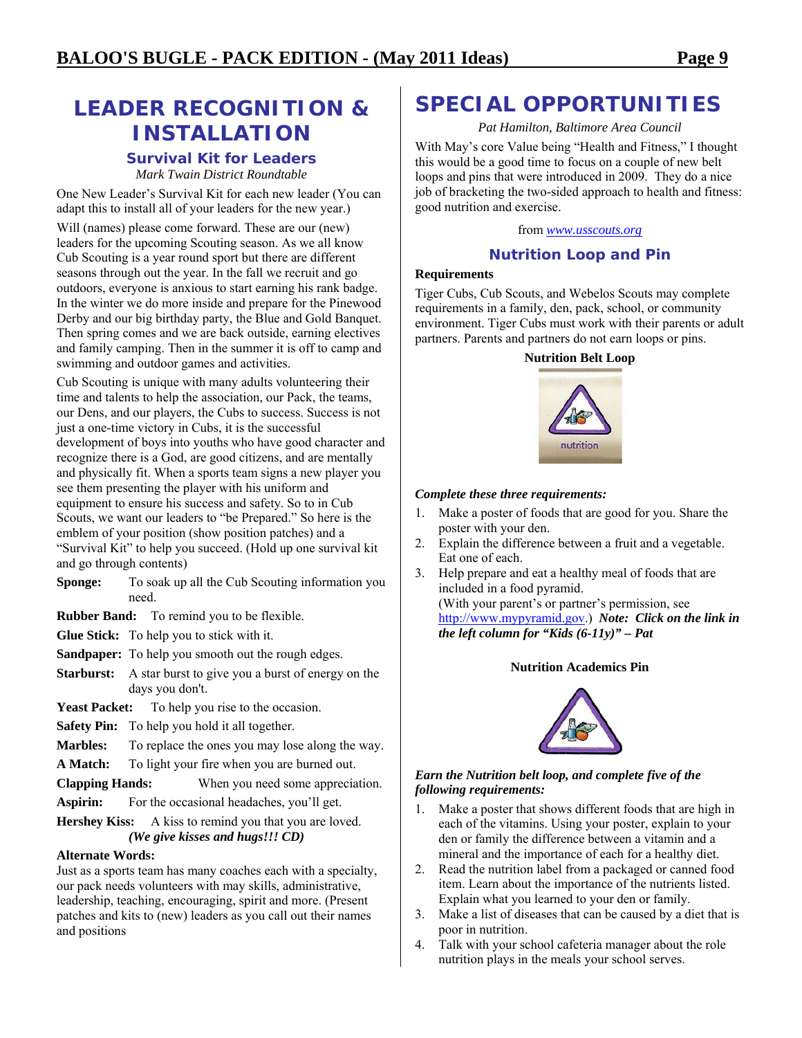## LEADER RECOGNITION & INSTALLATION

### Survival Kit for Leaders

*Mark Twain District Roundtable*

One New Leader's Survival Kit for each new leader (You can adapt this to install all of your leaders for the new year.)

Will (names) please come forward. These are our (new) leaders for the upcoming Scouting season. As we all know Cub Scouting is a year round sport but there are different seasons through out the year. In the fall we recruit and go outdoors, everyone is anxious to start earning his rank badge. In the winter we do more inside and prepare for the Pinewood Derby and our big birthday party, the Blue and Gold Banquet. Then spring comes and we are back outside, earning electives and family camping. Then in the summer it is off to camp and swimming and outdoor games and activities.

Cub Scouting is unique with many adults volunteering their time and talents to help the association, our Pack, the teams, our Dens, and our players, the Cubs to success. Success is not just a one-time victory in Cubs, it is the successful development of boys into youths who have good character and recognize there is a God, are good citizens, and are mentally and physically fit. When a sports team signs a new player you see them presenting the player with his uniform and equipment to ensure his success and safety. So to in Cub Scouts, we want our leaders to "be Prepared." So here is the emblem of your position (show position patches) and a "Survival Kit" to help you succeed. (Hold up one survival kit and go through contents)

**Sponge:** To soak up all the Cub Scouting information you need.

**Rubber Band:** To remind you to be flexible.

**Glue Stick:** To help you to stick with it.

**Sandpaper:** To help you smooth out the rough edges.

**Starburst:** A star burst to give you a burst of energy on the days you don't.

**Yeast Packet:** To help you rise to the occasion.

**Safety Pin:** To help you hold it all together.

**Marbles:** To replace the ones you may lose along the way.

**A Match:** To light your fire when you are burned out.

**Clapping Hands:** When you need some appreciation.

**Aspirin:** For the occasional headaches, you'll get.

**Hershey Kiss:** A kiss to remind you that you are loved.
***(We give kisses and hugs!!! CD)***

**Alternate Words:**

Just as a sports team has many coaches each with a specialty, our pack needs volunteers with may skills, administrative, leadership, teaching, encouraging, spirit and more. (Present patches and kits to (new) leaders as you call out their names and positions

## SPECIAL OPPORTUNITIES

*Pat Hamilton, Baltimore Area Council*

With May's core Value being "Health and Fitness," I thought this would be a good time to focus on a couple of new belt loops and pins that were introduced in 2009. They do a nice job of bracketing the two-sided approach to health and fitness: good nutrition and exercise.

from *www.usscouts.org*

### Nutrition Loop and Pin

**Requirements**

Tiger Cubs, Cub Scouts, and Webelos Scouts may complete requirements in a family, den, pack, school, or community environment. Tiger Cubs must work with their parents or adult partners. Parents and partners do not earn loops or pins.

**Nutrition Belt Loop**

***Complete these three requirements:***

1. Make a poster of foods that are good for you. Share the poster with your den.
2. Explain the difference between a fruit and a vegetable. Eat one of each.
3. Help prepare and eat a healthy meal of foods that are included in a food pyramid.
(With your parent's or partner's permission, see http://www.mypyramid.gov.) ***Note: Click on the link in the left column for "Kids (6-11y)" – Pat***

**Nutrition Academics Pin**

***Earn the Nutrition belt loop, and complete five of the following requirements:***

1. Make a poster that shows different foods that are high in each of the vitamins. Using your poster, explain to your den or family the difference between a vitamin and a mineral and the importance of each for a healthy diet.
2. Read the nutrition label from a packaged or canned food item. Learn about the importance of the nutrients listed. Explain what you learned to your den or family.
3. Make a list of diseases that can be caused by a diet that is poor in nutrition.
4. Talk with your school cafeteria manager about the role nutrition plays in the meals your school serves.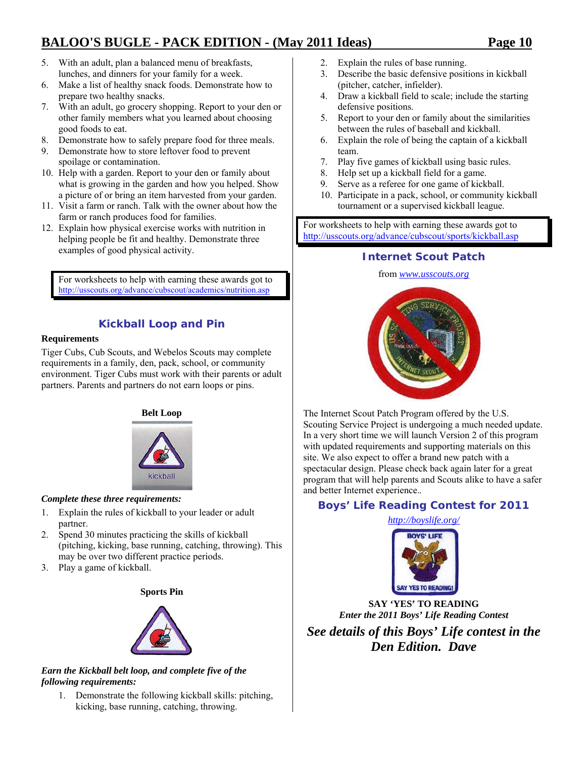5. With an adult, plan a balanced menu of breakfasts, lunches, and dinners for your family for a week.
6. Make a list of healthy snack foods. Demonstrate how to prepare two healthy snacks.
7. With an adult, go grocery shopping. Report to your den or other family members what you learned about choosing good foods to eat.
8. Demonstrate how to safely prepare food for three meals.
9. Demonstrate how to store leftover food to prevent spoilage or contamination.
10. Help with a garden. Report to your den or family about what is growing in the garden and how you helped. Show a picture of or bring an item harvested from your garden.
11. Visit a farm or ranch. Talk with the owner about how the farm or ranch produces food for families.
12. Explain how physical exercise works with nutrition in helping people be fit and healthy. Demonstrate three examples of good physical activity.

For worksheets to help with earning these awards got to http://usscouts.org/advance/cubscout/academics/nutrition.asp

## Kickball Loop and Pin

**Requirements**

Tiger Cubs, Cub Scouts, and Webelos Scouts may complete requirements in a family, den, pack, school, or community environment. Tiger Cubs must work with their parents or adult partners. Parents and partners do not earn loops or pins.

**Belt Loop**

*Complete these three requirements:*

1. Explain the rules of kickball to your leader or adult partner.
2. Spend 30 minutes practicing the skills of kickball (pitching, kicking, base running, catching, throwing). This may be over two different practice periods.
3. Play a game of kickball.

**Sports Pin**

*Earn the Kickball belt loop, and complete five of the following requirements:*

1. Demonstrate the following kickball skills: pitching, kicking, base running, catching, throwing.
2. Explain the rules of base running.
3. Describe the basic defensive positions in kickball (pitcher, catcher, infielder).
4. Draw a kickball field to scale; include the starting defensive positions.
5. Report to your den or family about the similarities between the rules of baseball and kickball.
6. Explain the role of being the captain of a kickball team.
7. Play five games of kickball using basic rules.
8. Help set up a kickball field for a game.
9. Serve as a referee for one game of kickball.
10. Participate in a pack, school, or community kickball tournament or a supervised kickball league.

For worksheets to help with earning these awards got to http://usscouts.org/advance/cubscout/sports/kickball.asp

## Internet Scout Patch

from *www.usscouts.org*

The Internet Scout Patch Program offered by the U.S. Scouting Service Project is undergoing a much needed update. In a very short time we will launch Version 2 of this program with updated requirements and supporting materials on this site. We also expect to offer a brand new patch with a spectacular design. Please check back again later for a great program that will help parents and Scouts alike to have a safer and better Internet experience..

## Boys' Life Reading Contest for 2011

*http://boyslife.org/*

**SAY 'YES' TO READING**

***Enter the 2011 Boys' Life Reading Contest***

***See details of this Boys' Life contest in the Den Edition. Dave***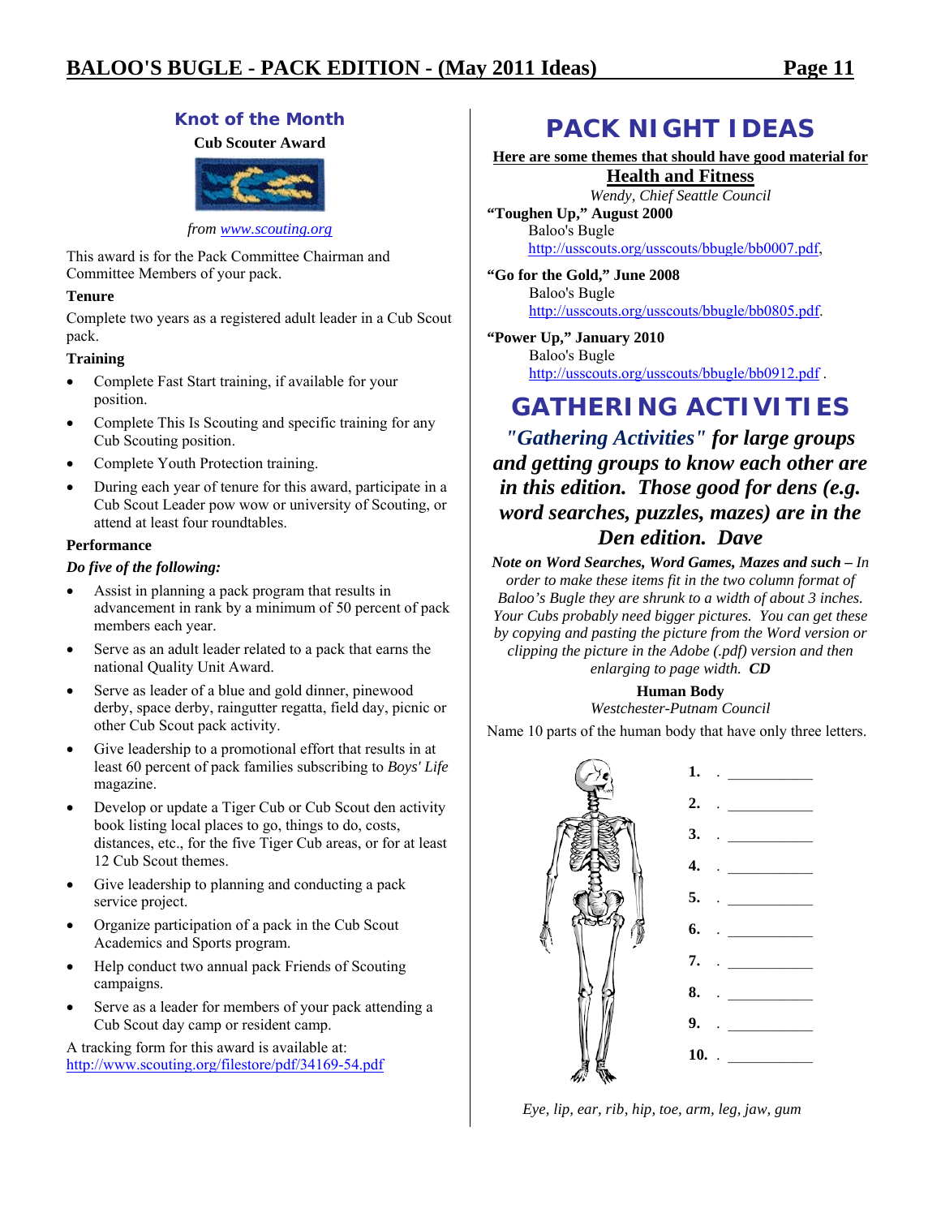## Knot of the Month

**Cub Scouter Award**

*from www.scouting.org*

This award is for the Pack Committee Chairman and Committee Members of your pack.

**Tenure**

Complete two years as a registered adult leader in a Cub Scout pack.

**Training**

- Complete Fast Start training, if available for your position.
- Complete This Is Scouting and specific training for any Cub Scouting position.
- Complete Youth Protection training.
- During each year of tenure for this award, participate in a Cub Scout Leader pow wow or university of Scouting, or attend at least four roundtables.

**Performance**

***Do five of the following:***

- Assist in planning a pack program that results in advancement in rank by a minimum of 50 percent of pack members each year.
- Serve as an adult leader related to a pack that earns the national Quality Unit Award.
- Serve as leader of a blue and gold dinner, pinewood derby, space derby, raingutter regatta, field day, picnic or other Cub Scout pack activity.
- Give leadership to a promotional effort that results in at least 60 percent of pack families subscribing to *Boys' Life* magazine.
- Develop or update a Tiger Cub or Cub Scout den activity book listing local places to go, things to do, costs, distances, etc., for the five Tiger Cub areas, or for at least 12 Cub Scout themes.
- Give leadership to planning and conducting a pack service project.
- Organize participation of a pack in the Cub Scout Academics and Sports program.
- Help conduct two annual pack Friends of Scouting campaigns.
- Serve as a leader for members of your pack attending a Cub Scout day camp or resident camp.

A tracking form for this award is available at: http://www.scouting.org/filestore/pdf/34169-54.pdf

# PACK NIGHT IDEAS

**Here are some themes that should have good material for**

**Health and Fitness**

*Wendy, Chief Seattle Council*

**"Toughen Up," August 2000**
Baloo's Bugle
http://usscouts.org/usscouts/bbugle/bb0007.pdf,

**"Go for the Gold," June 2008**
Baloo's Bugle
http://usscouts.org/usscouts/bbugle/bb0805.pdf.

**"Power Up," January 2010**
Baloo's Bugle
http://usscouts.org/usscouts/bbugle/bb0912.pdf .

# GATHERING ACTIVITIES

***"Gathering Activities" for large groups and getting groups to know each other are in this edition. Those good for dens (e.g. word searches, puzzles, mazes) are in the Den edition. Dave***

***Note on Word Searches, Word Games, Mazes and such –*** *In order to make these items fit in the two column format of Baloo's Bugle they are shrunk to a width of about 3 inches. Your Cubs probably need bigger pictures. You can get these by copying and pasting the picture from the Word version or clipping the picture in the Adobe (.pdf) version and then enlarging to page width.* ***CD***

**Human Body**

*Westchester-Putnam Council*

Name 10 parts of the human body that have only three letters.

**1.** . ___________
**2.** . ___________
**3.** . ___________
**4.** . ___________
**5.** . ___________
**6.** . ___________
**7.** . ___________
**8.** . ___________
**9.** . ___________
**10.** . ___________

*Eye, lip, ear, rib, hip, toe, arm, leg, jaw, gum*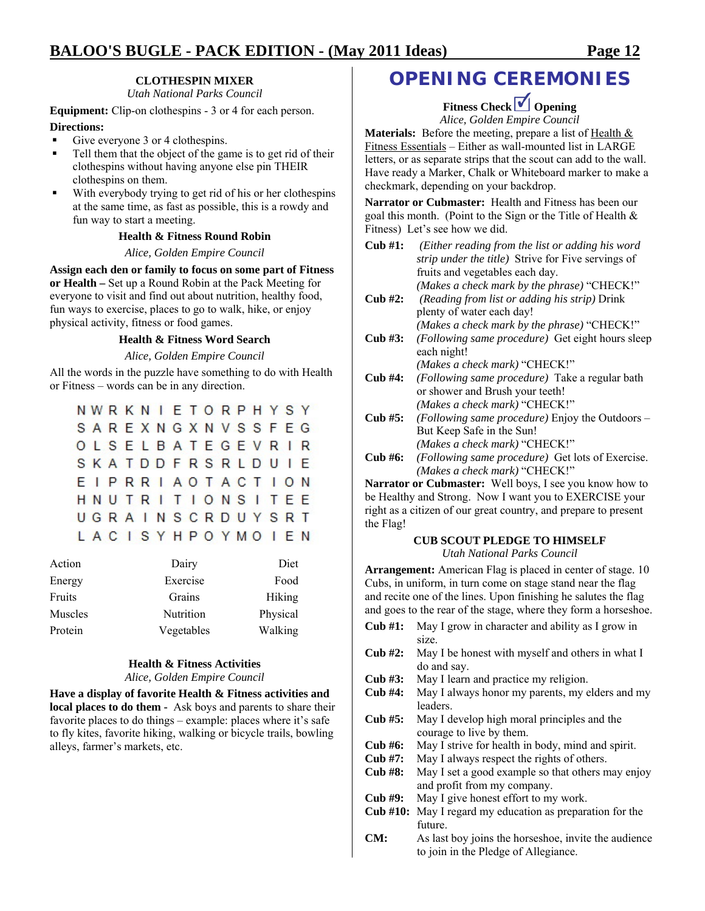### CLOTHESPIN MIXER

*Utah National Parks Council*

**Equipment:** Clip-on clothespins - 3 or 4 for each person.

**Directions:**

- Give everyone 3 or 4 clothespins.
- Tell them that the object of the game is to get rid of their clothespins without having anyone else pin THEIR clothespins on them.
- With everybody trying to get rid of his or her clothespins at the same time, as fast as possible, this is a rowdy and fun way to start a meeting.

### Health & Fitness Round Robin

*Alice, Golden Empire Council*

**Assign each den or family to focus on some part of Fitness or Health –** Set up a Round Robin at the Pack Meeting for everyone to visit and find out about nutrition, healthy food, fun ways to exercise, places to go to walk, hike, or enjoy physical activity, fitness or food games.

### Health & Fitness Word Search

*Alice, Golden Empire Council*

All the words in the puzzle have something to do with Health or Fitness – words can be in any direction.

```
N W R K N I E T O R P H Y S Y
S A R E X N G X N V S S F E G
O L S E L B A T E G E V R I R
S K A T D D F R S R L D U I E
E I P R R I A O T A C T I O N
H N U T R I T I O N S I T E E
U G R A I N S C R D U Y S R T
L A C I S Y H P O Y M O I E N
```

| Action | Dairy | Diet |
|---|---|---|
| Energy | Exercise | Food |
| Fruits | Grains | Hiking |
| Muscles | Nutrition | Physical |
| Protein | Vegetables | Walking |

### Health & Fitness Activities

*Alice, Golden Empire Council*

**Have a display of favorite Health & Fitness activities and local places to do them -** Ask boys and parents to share their favorite places to do things – example: places where it's safe to fly kites, favorite hiking, walking or bicycle trails, bowling alleys, farmer's markets, etc.

## OPENING CEREMONIES

### Fitness Check ☑ Opening

*Alice, Golden Empire Council*

**Materials:** Before the meeting, prepare a list of Health & Fitness Essentials – Either as wall-mounted list in LARGE letters, or as separate strips that the scout can add to the wall. Have ready a Marker, Chalk or Whiteboard marker to make a checkmark, depending on your backdrop.

**Narrator or Cubmaster:** Health and Fitness has been our goal this month. (Point to the Sign or the Title of Health & Fitness) Let's see how we did.

**Cub #1:** *(Either reading from the list or adding his word strip under the title)* Strive for Five servings of fruits and vegetables each day.
*(Makes a check mark by the phrase)* "CHECK!"

**Cub #2:** *(Reading from list or adding his strip)* Drink plenty of water each day!
*(Makes a check mark by the phrase)* "CHECK!"

**Cub #3:** *(Following same procedure)* Get eight hours sleep each night!
*(Makes a check mark)* "CHECK!"

**Cub #4:** *(Following same procedure)* Take a regular bath or shower and Brush your teeth!
*(Makes a check mark)* "CHECK!"

**Cub #5:** *(Following same procedure)* Enjoy the Outdoors – But Keep Safe in the Sun!
*(Makes a check mark)* "CHECK!"

**Cub #6:** *(Following same procedure)* Get lots of Exercise.
*(Makes a check mark)* "CHECK!"

**Narrator or Cubmaster:** Well boys, I see you know how to be Healthy and Strong. Now I want you to EXERCISE your right as a citizen of our great country, and prepare to present the Flag!

### CUB SCOUT PLEDGE TO HIMSELF

*Utah National Parks Council*

**Arrangement:** American Flag is placed in center of stage. 10 Cubs, in uniform, in turn come on stage stand near the flag and recite one of the lines. Upon finishing he salutes the flag and goes to the rear of the stage, where they form a horseshoe.

**Cub #1:** May I grow in character and ability as I grow in size.

**Cub #2:** May I be honest with myself and others in what I do and say.

**Cub #3:** May I learn and practice my religion.

**Cub #4:** May I always honor my parents, my elders and my leaders.

**Cub #5:** May I develop high moral principles and the courage to live by them.

**Cub #6:** May I strive for health in body, mind and spirit.

**Cub #7:** May I always respect the rights of others.

**Cub #8:** May I set a good example so that others may enjoy and profit from my company.

**Cub #9:** May I give honest effort to my work.

**Cub #10:** May I regard my education as preparation for the future.

**CM:** As last boy joins the horseshoe, invite the audience to join in the Pledge of Allegiance.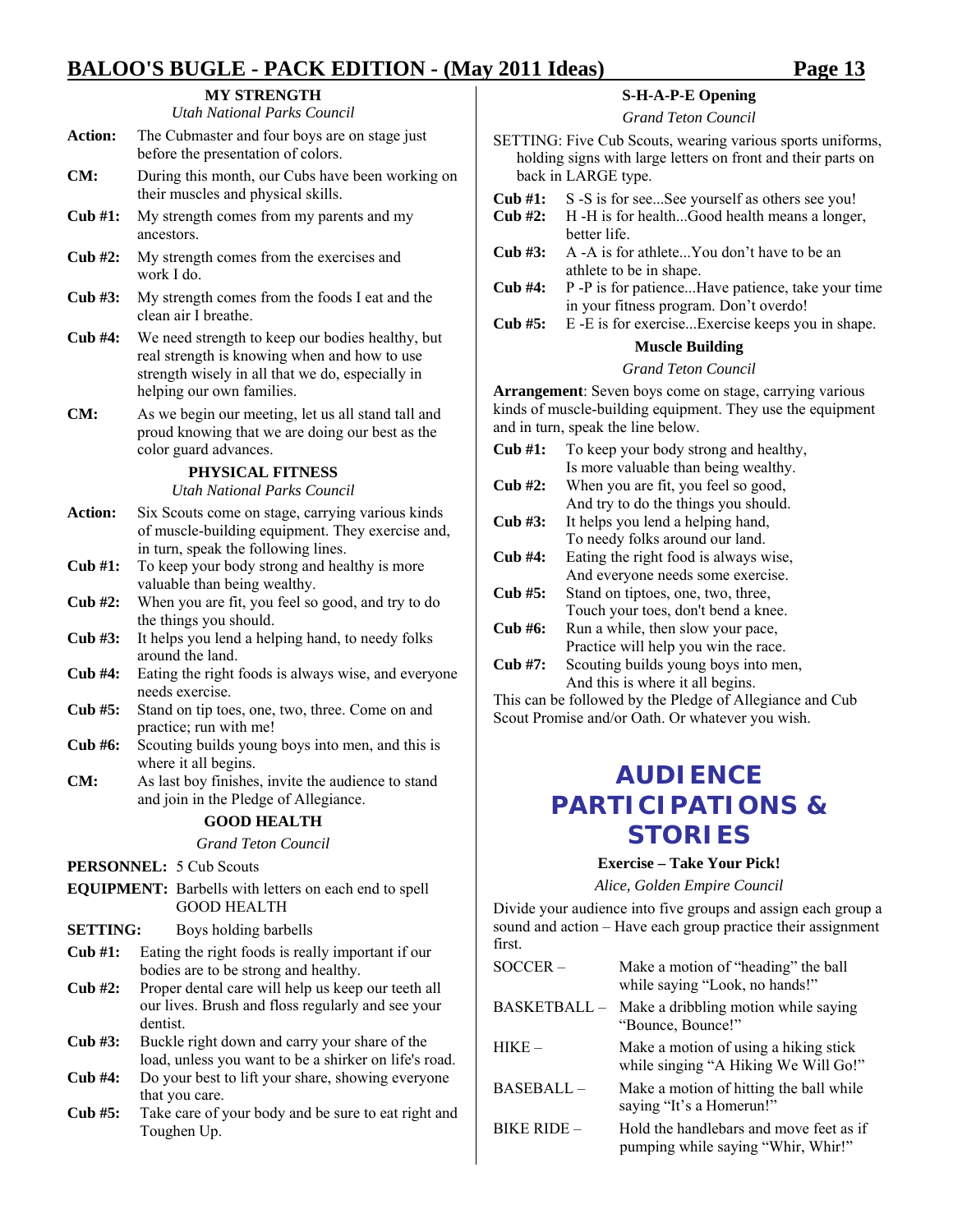### MY STRENGTH

*Utah National Parks Council*

**Action:** The Cubmaster and four boys are on stage just before the presentation of colors.

**CM:** During this month, our Cubs have been working on their muscles and physical skills.

**Cub #1:** My strength comes from my parents and my ancestors.

**Cub #2:** My strength comes from the exercises and work I do.

**Cub #3:** My strength comes from the foods I eat and the clean air I breathe.

**Cub #4:** We need strength to keep our bodies healthy, but real strength is knowing when and how to use strength wisely in all that we do, especially in helping our own families.

**CM:** As we begin our meeting, let us all stand tall and proud knowing that we are doing our best as the color guard advances.

### PHYSICAL FITNESS

*Utah National Parks Council*

**Action:** Six Scouts come on stage, carrying various kinds of muscle-building equipment. They exercise and, in turn, speak the following lines.

**Cub #1:** To keep your body strong and healthy is more valuable than being wealthy.

**Cub #2:** When you are fit, you feel so good, and try to do the things you should.

**Cub #3:** It helps you lend a helping hand, to needy folks around the land.

**Cub #4:** Eating the right foods is always wise, and everyone needs exercise.

**Cub #5:** Stand on tip toes, one, two, three. Come on and practice; run with me!

**Cub #6:** Scouting builds young boys into men, and this is where it all begins.

**CM:** As last boy finishes, invite the audience to stand and join in the Pledge of Allegiance.

### GOOD HEALTH

*Grand Teton Council*

**PERSONNEL:** 5 Cub Scouts

**EQUIPMENT:** Barbells with letters on each end to spell GOOD HEALTH

**SETTING:** Boys holding barbells

**Cub #1:** Eating the right foods is really important if our bodies are to be strong and healthy.

**Cub #2:** Proper dental care will help us keep our teeth all our lives. Brush and floss regularly and see your dentist.

**Cub #3:** Buckle right down and carry your share of the load, unless you want to be a shirker on life's road.

**Cub #4:** Do your best to lift your share, showing everyone that you care.

**Cub #5:** Take care of your body and be sure to eat right and Toughen Up.

### S-H-A-P-E Opening

*Grand Teton Council*

SETTING: Five Cub Scouts, wearing various sports uniforms, holding signs with large letters on front and their parts on back in LARGE type.

**Cub #1:** S -S is for see...See yourself as others see you!

**Cub #2:** H -H is for health...Good health means a longer, better life.

**Cub #3:** A -A is for athlete...You don't have to be an athlete to be in shape.

**Cub #4:** P -P is for patience...Have patience, take your time in your fitness program. Don't overdo!

**Cub #5:** E -E is for exercise...Exercise keeps you in shape.

### Muscle Building

*Grand Teton Council*

**Arrangement**: Seven boys come on stage, carrying various kinds of muscle-building equipment. They use the equipment and in turn, speak the line below.

**Cub #1:** To keep your body strong and healthy,
Is more valuable than being wealthy.

**Cub #2:** When you are fit, you feel so good,
And try to do the things you should.

**Cub #3:** It helps you lend a helping hand,
To needy folks around our land.

**Cub #4:** Eating the right food is always wise,
And everyone needs some exercise.

**Cub #5:** Stand on tiptoes, one, two, three,
Touch your toes, don't bend a knee.

**Cub #6:** Run a while, then slow your pace,
Practice will help you win the race.

**Cub #7:** Scouting builds young boys into men,
And this is where it all begins.

This can be followed by the Pledge of Allegiance and Cub Scout Promise and/or Oath. Or whatever you wish.

## AUDIENCE PARTICIPATIONS & STORIES

### Exercise – Take Your Pick!

*Alice, Golden Empire Council*

Divide your audience into five groups and assign each group a sound and action – Have each group practice their assignment first.

| | |
|---|---|
| SOCCER – | Make a motion of "heading" the ball while saying "Look, no hands!" |
| BASKETBALL – | Make a dribbling motion while saying "Bounce, Bounce!" |
| HIKE – | Make a motion of using a hiking stick while singing "A Hiking We Will Go!" |
| BASEBALL – | Make a motion of hitting the ball while saying "It's a Homerun!" |
| BIKE RIDE – | Hold the handlebars and move feet as if pumping while saying "Whir, Whir!" |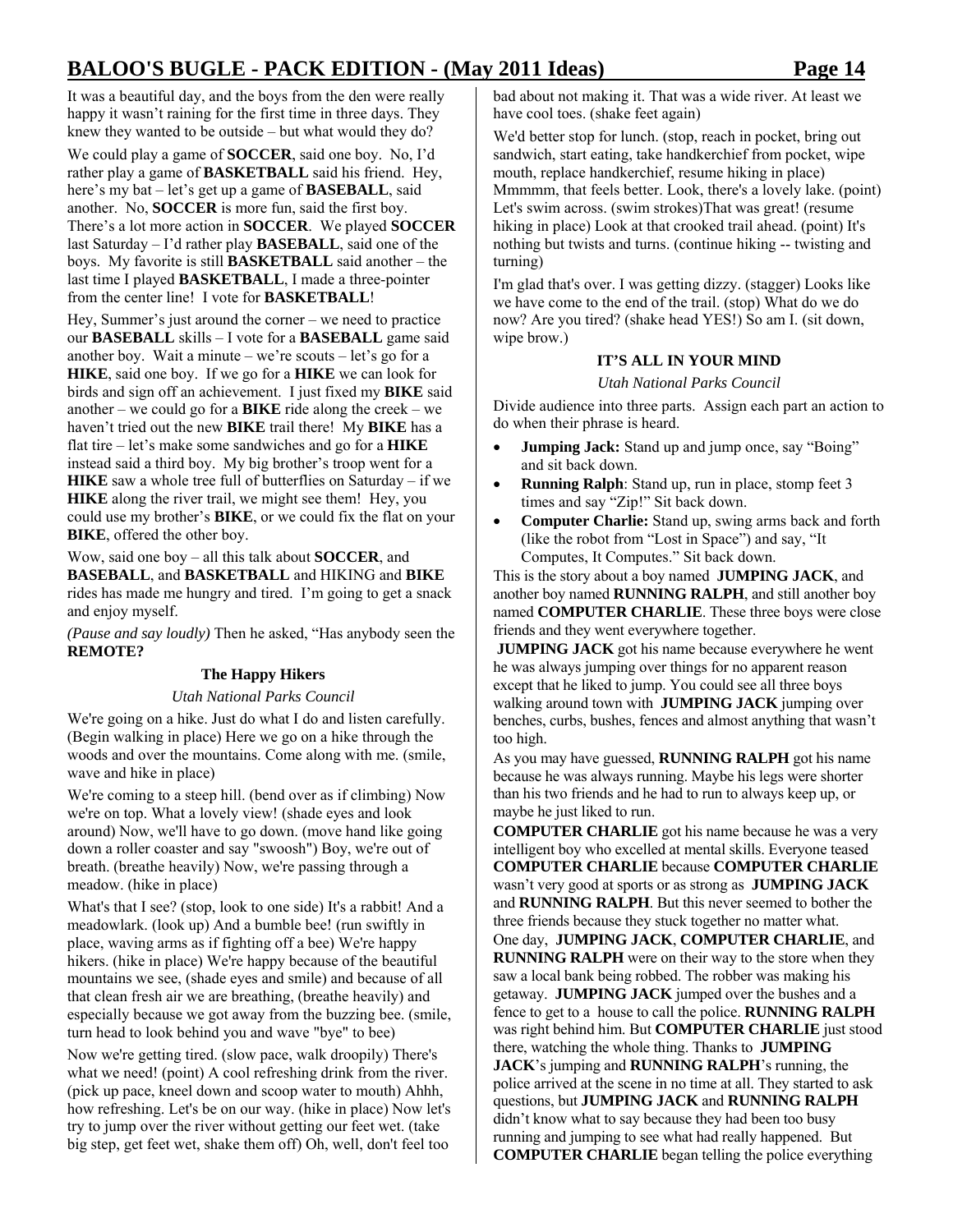It was a beautiful day, and the boys from the den were really happy it wasn't raining for the first time in three days. They knew they wanted to be outside – but what would they do?

We could play a game of **SOCCER**, said one boy. No, I'd rather play a game of **BASKETBALL** said his friend. Hey, here's my bat – let's get up a game of **BASEBALL**, said another. No, **SOCCER** is more fun, said the first boy. There's a lot more action in **SOCCER**. We played **SOCCER** last Saturday – I'd rather play **BASEBALL**, said one of the boys. My favorite is still **BASKETBALL** said another – the last time I played **BASKETBALL**, I made a three-pointer from the center line! I vote for **BASKETBALL**!

Hey, Summer's just around the corner – we need to practice our **BASEBALL** skills – I vote for a **BASEBALL** game said another boy. Wait a minute – we're scouts – let's go for a **HIKE**, said one boy. If we go for a **HIKE** we can look for birds and sign off an achievement. I just fixed my **BIKE** said another – we could go for a **BIKE** ride along the creek – we haven't tried out the new **BIKE** trail there! My **BIKE** has a flat tire – let's make some sandwiches and go for a **HIKE** instead said a third boy. My big brother's troop went for a **HIKE** saw a whole tree full of butterflies on Saturday – if we **HIKE** along the river trail, we might see them! Hey, you could use my brother's **BIKE**, or we could fix the flat on your **BIKE**, offered the other boy.

Wow, said one boy – all this talk about **SOCCER**, and **BASEBALL**, and **BASKETBALL** and HIKING and **BIKE** rides has made me hungry and tired. I'm going to get a snack and enjoy myself.

*(Pause and say loudly)* Then he asked, "Has anybody seen the **REMOTE?**

### The Happy Hikers

*Utah National Parks Council*

We're going on a hike. Just do what I do and listen carefully. (Begin walking in place) Here we go on a hike through the woods and over the mountains. Come along with me. (smile, wave and hike in place)

We're coming to a steep hill. (bend over as if climbing) Now we're on top. What a lovely view! (shade eyes and look around) Now, we'll have to go down. (move hand like going down a roller coaster and say "swoosh") Boy, we're out of breath. (breathe heavily) Now, we're passing through a meadow. (hike in place)

What's that I see? (stop, look to one side) It's a rabbit! And a meadowlark. (look up) And a bumble bee! (run swiftly in place, waving arms as if fighting off a bee) We're happy hikers. (hike in place) We're happy because of the beautiful mountains we see, (shade eyes and smile) and because of all that clean fresh air we are breathing, (breathe heavily) and especially because we got away from the buzzing bee. (smile, turn head to look behind you and wave "bye" to bee)

Now we're getting tired. (slow pace, walk droopily) There's what we need! (point) A cool refreshing drink from the river. (pick up pace, kneel down and scoop water to mouth) Ahhh, how refreshing. Let's be on our way. (hike in place) Now let's try to jump over the river without getting our feet wet. (take big step, get feet wet, shake them off) Oh, well, don't feel too bad about not making it. That was a wide river. At least we have cool toes. (shake feet again)

We'd better stop for lunch. (stop, reach in pocket, bring out sandwich, start eating, take handkerchief from pocket, wipe mouth, replace handkerchief, resume hiking in place) Mmmmm, that feels better. Look, there's a lovely lake. (point) Let's swim across. (swim strokes)That was great! (resume hiking in place) Look at that crooked trail ahead. (point) It's nothing but twists and turns. (continue hiking -- twisting and turning)

I'm glad that's over. I was getting dizzy. (stagger) Looks like we have come to the end of the trail. (stop) What do we do now? Are you tired? (shake head YES!) So am I. (sit down, wipe brow.)

### IT'S ALL IN YOUR MIND

*Utah National Parks Council*

Divide audience into three parts. Assign each part an action to do when their phrase is heard.

- **Jumping Jack:** Stand up and jump once, say "Boing" and sit back down.
- **Running Ralph**: Stand up, run in place, stomp feet 3 times and say "Zip!" Sit back down.
- **Computer Charlie:** Stand up, swing arms back and forth (like the robot from "Lost in Space") and say, "It Computes, It Computes." Sit back down.

This is the story about a boy named **JUMPING JACK**, and another boy named **RUNNING RALPH**, and still another boy named **COMPUTER CHARLIE**. These three boys were close friends and they went everywhere together.

**JUMPING JACK** got his name because everywhere he went he was always jumping over things for no apparent reason except that he liked to jump. You could see all three boys walking around town with **JUMPING JACK** jumping over benches, curbs, bushes, fences and almost anything that wasn't too high.

As you may have guessed, **RUNNING RALPH** got his name because he was always running. Maybe his legs were shorter than his two friends and he had to run to always keep up, or maybe he just liked to run.

**COMPUTER CHARLIE** got his name because he was a very intelligent boy who excelled at mental skills. Everyone teased **COMPUTER CHARLIE** because **COMPUTER CHARLIE** wasn't very good at sports or as strong as **JUMPING JACK** and **RUNNING RALPH**. But this never seemed to bother the three friends because they stuck together no matter what.

One day, **JUMPING JACK**, **COMPUTER CHARLIE**, and **RUNNING RALPH** were on their way to the store when they saw a local bank being robbed. The robber was making his getaway. **JUMPING JACK** jumped over the bushes and a fence to get to a house to call the police. **RUNNING RALPH** was right behind him. But **COMPUTER CHARLIE** just stood there, watching the whole thing. Thanks to **JUMPING JACK**'s jumping and **RUNNING RALPH**'s running, the police arrived at the scene in no time at all. They started to ask questions, but **JUMPING JACK** and **RUNNING RALPH** didn't know what to say because they had been too busy running and jumping to see what had really happened. But **COMPUTER CHARLIE** began telling the police everything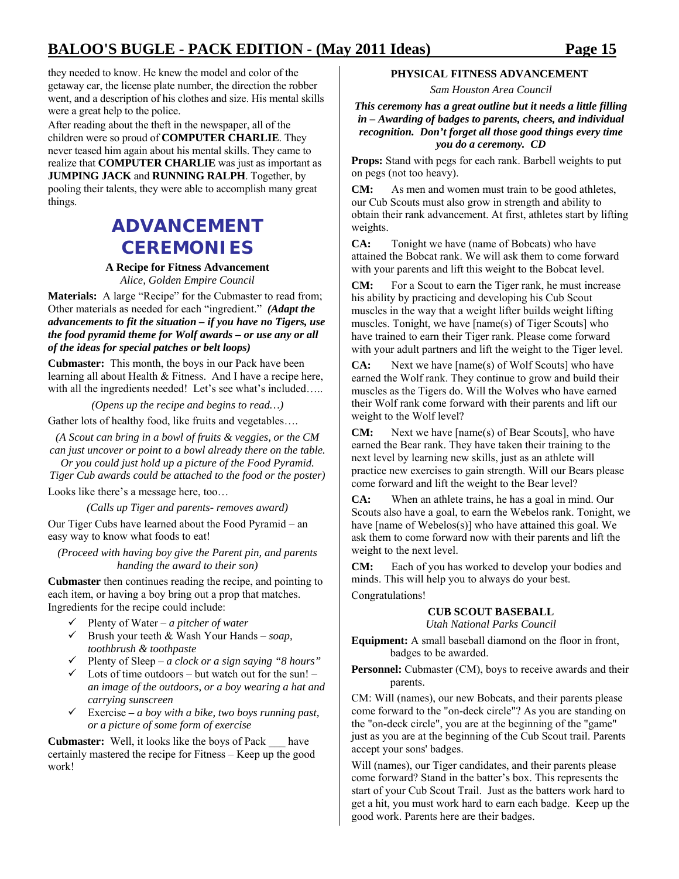they needed to know. He knew the model and color of the getaway car, the license plate number, the direction the robber went, and a description of his clothes and size. His mental skills were a great help to the police.

After reading about the theft in the newspaper, all of the children were so proud of **COMPUTER CHARLIE**. They never teased him again about his mental skills. They came to realize that **COMPUTER CHARLIE** was just as important as **JUMPING JACK** and **RUNNING RALPH**. Together, by pooling their talents, they were able to accomplish many great things.

# ADVANCEMENT CEREMONIES

### A Recipe for Fitness Advancement

*Alice, Golden Empire Council*

**Materials:** A large "Recipe" for the Cubmaster to read from; Other materials as needed for each "ingredient." ***(Adapt the advancements to fit the situation – if you have no Tigers, use the food pyramid theme for Wolf awards – or use any or all of the ideas for special patches or belt loops)***

**Cubmaster:** This month, the boys in our Pack have been learning all about Health & Fitness. And I have a recipe here, with all the ingredients needed! Let's see what's included…..

*(Opens up the recipe and begins to read…)*

Gather lots of healthy food, like fruits and vegetables….

*(A Scout can bring in a bowl of fruits & veggies, or the CM can just uncover or point to a bowl already there on the table. Or you could just hold up a picture of the Food Pyramid. Tiger Cub awards could be attached to the food or the poster)*

Looks like there's a message here, too…

*(Calls up Tiger and parents- removes award)*

Our Tiger Cubs have learned about the Food Pyramid – an easy way to know what foods to eat!

*(Proceed with having boy give the Parent pin, and parents handing the award to their son)*

**Cubmaster** then continues reading the recipe, and pointing to each item, or having a boy bring out a prop that matches. Ingredients for the recipe could include:

- ✓ Plenty of Water – *a pitcher of water*
- ✓ Brush your teeth & Wash Your Hands – *soap, toothbrush & toothpaste*
- ✓ Plenty of Sleep – *a clock or a sign saying "8 hours"*
- ✓ Lots of time outdoors – but watch out for the sun! – *an image of the outdoors, or a boy wearing a hat and carrying sunscreen*
- ✓ Exercise – *a boy with a bike, two boys running past, or a picture of some form of exercise*

**Cubmaster:** Well, it looks like the boys of Pack ___ have certainly mastered the recipe for Fitness – Keep up the good work!

### PHYSICAL FITNESS ADVANCEMENT

*Sam Houston Area Council*

***This ceremony has a great outline but it needs a little filling in – Awarding of badges to parents, cheers, and individual recognition. Don't forget all those good things every time you do a ceremony. CD***

**Props:** Stand with pegs for each rank. Barbell weights to put on pegs (not too heavy).

**CM:** As men and women must train to be good athletes, our Cub Scouts must also grow in strength and ability to obtain their rank advancement. At first, athletes start by lifting weights.

**CA:** Tonight we have (name of Bobcats) who have attained the Bobcat rank. We will ask them to come forward with your parents and lift this weight to the Bobcat level.

**CM:** For a Scout to earn the Tiger rank, he must increase his ability by practicing and developing his Cub Scout muscles in the way that a weight lifter builds weight lifting muscles. Tonight, we have [name(s) of Tiger Scouts] who have trained to earn their Tiger rank. Please come forward with your adult partners and lift the weight to the Tiger level.

**CA:** Next we have [name(s) of Wolf Scouts] who have earned the Wolf rank. They continue to grow and build their muscles as the Tigers do. Will the Wolves who have earned their Wolf rank come forward with their parents and lift our weight to the Wolf level?

**CM:** Next we have [name(s) of Bear Scouts], who have earned the Bear rank. They have taken their training to the next level by learning new skills, just as an athlete will practice new exercises to gain strength. Will our Bears please come forward and lift the weight to the Bear level?

**CA:** When an athlete trains, he has a goal in mind. Our Scouts also have a goal, to earn the Webelos rank. Tonight, we have [name of Webelos(s)] who have attained this goal. We ask them to come forward now with their parents and lift the weight to the next level.

**CM:** Each of you has worked to develop your bodies and minds. This will help you to always do your best.

Congratulations!

### CUB SCOUT BASEBALL

*Utah National Parks Council*

**Equipment:** A small baseball diamond on the floor in front, badges to be awarded.

**Personnel:** Cubmaster (CM), boys to receive awards and their parents.

CM: Will (names), our new Bobcats, and their parents please come forward to the "on-deck circle"? As you are standing on the "on-deck circle", you are at the beginning of the "game" just as you are at the beginning of the Cub Scout trail. Parents accept your sons' badges.

Will (names), our Tiger candidates, and their parents please come forward? Stand in the batter's box. This represents the start of your Cub Scout Trail. Just as the batters work hard to get a hit, you must work hard to earn each badge. Keep up the good work. Parents here are their badges.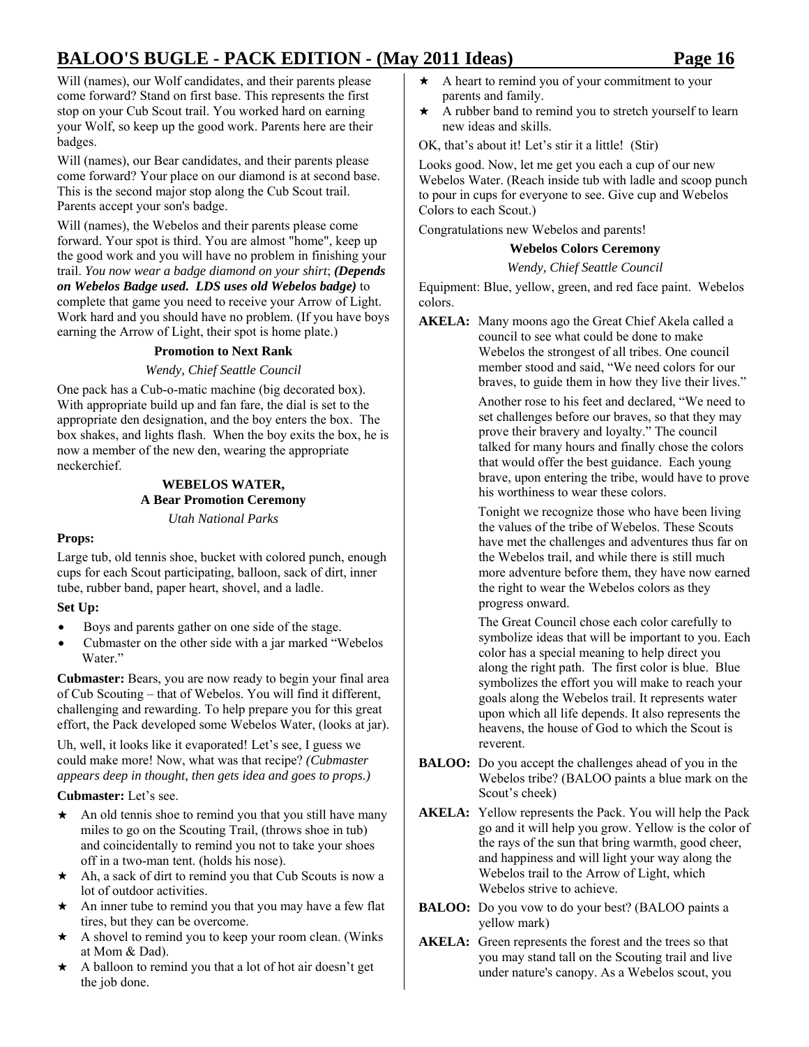Will (names), our Wolf candidates, and their parents please come forward? Stand on first base. This represents the first stop on your Cub Scout trail. You worked hard on earning your Wolf, so keep up the good work. Parents here are their badges.

Will (names), our Bear candidates, and their parents please come forward? Your place on our diamond is at second base. This is the second major stop along the Cub Scout trail. Parents accept your son's badge.

Will (names), the Webelos and their parents please come forward. Your spot is third. You are almost "home", keep up the good work and you will have no problem in finishing your trail. *You now wear a badge diamond on your shirt*; ***(Depends on Webelos Badge used. LDS uses old Webelos badge)*** to complete that game you need to receive your Arrow of Light. Work hard and you should have no problem. (If you have boys earning the Arrow of Light, their spot is home plate.)

### Promotion to Next Rank

*Wendy, Chief Seattle Council*

One pack has a Cub-o-matic machine (big decorated box). With appropriate build up and fan fare, the dial is set to the appropriate den designation, and the boy enters the box. The box shakes, and lights flash. When the boy exits the box, he is now a member of the new den, wearing the appropriate neckerchief.

### WEBELOS WATER, A Bear Promotion Ceremony

*Utah National Parks*

**Props:**

Large tub, old tennis shoe, bucket with colored punch, enough cups for each Scout participating, balloon, sack of dirt, inner tube, rubber band, paper heart, shovel, and a ladle.

**Set Up:**

- Boys and parents gather on one side of the stage.
- Cubmaster on the other side with a jar marked "Webelos Water."

**Cubmaster:** Bears, you are now ready to begin your final area of Cub Scouting – that of Webelos. You will find it different, challenging and rewarding. To help prepare you for this great effort, the Pack developed some Webelos Water, (looks at jar).

Uh, well, it looks like it evaporated! Let's see, I guess we could make more! Now, what was that recipe? *(Cubmaster appears deep in thought, then gets idea and goes to props.)*

**Cubmaster:** Let's see.

- An old tennis shoe to remind you that you still have many miles to go on the Scouting Trail, (throws shoe in tub) and coincidentally to remind you not to take your shoes off in a two-man tent. (holds his nose).
- Ah, a sack of dirt to remind you that Cub Scouts is now a lot of outdoor activities.
- An inner tube to remind you that you may have a few flat tires, but they can be overcome.
- A shovel to remind you to keep your room clean. (Winks at Mom & Dad).
- A balloon to remind you that a lot of hot air doesn't get the job done.
- A heart to remind you of your commitment to your parents and family.
- A rubber band to remind you to stretch yourself to learn new ideas and skills.

OK, that's about it! Let's stir it a little! (Stir)

Looks good. Now, let me get you each a cup of our new Webelos Water. (Reach inside tub with ladle and scoop punch to pour in cups for everyone to see. Give cup and Webelos Colors to each Scout.)

Congratulations new Webelos and parents!

### Webelos Colors Ceremony

*Wendy, Chief Seattle Council*

Equipment: Blue, yellow, green, and red face paint. Webelos colors.

**AKELA:** Many moons ago the Great Chief Akela called a council to see what could be done to make Webelos the strongest of all tribes. One council member stood and said, "We need colors for our braves, to guide them in how they live their lives."

Another rose to his feet and declared, "We need to set challenges before our braves, so that they may prove their bravery and loyalty." The council talked for many hours and finally chose the colors that would offer the best guidance. Each young brave, upon entering the tribe, would have to prove his worthiness to wear these colors.

Tonight we recognize those who have been living the values of the tribe of Webelos. These Scouts have met the challenges and adventures thus far on the Webelos trail, and while there is still much more adventure before them, they have now earned the right to wear the Webelos colors as they progress onward.

The Great Council chose each color carefully to symbolize ideas that will be important to you. Each color has a special meaning to help direct you along the right path. The first color is blue. Blue symbolizes the effort you will make to reach your goals along the Webelos trail. It represents water upon which all life depends. It also represents the heavens, the house of God to which the Scout is reverent.

**BALOO:** Do you accept the challenges ahead of you in the Webelos tribe? (BALOO paints a blue mark on the Scout's cheek)

**AKELA:** Yellow represents the Pack. You will help the Pack go and it will help you grow. Yellow is the color of the rays of the sun that bring warmth, good cheer, and happiness and will light your way along the Webelos trail to the Arrow of Light, which Webelos strive to achieve.

**BALOO:** Do you vow to do your best? (BALOO paints a yellow mark)

**AKELA:** Green represents the forest and the trees so that you may stand tall on the Scouting trail and live under nature's canopy. As a Webelos scout, you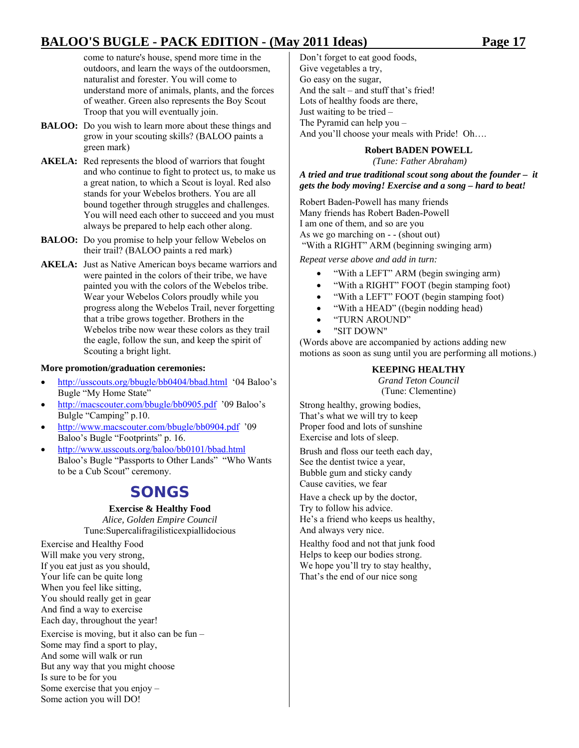come to nature's house, spend more time in the outdoors, and learn the ways of the outdoorsmen, naturalist and forester. You will come to understand more of animals, plants, and the forces of weather. Green also represents the Boy Scout Troop that you will eventually join.

**BALOO:** Do you wish to learn more about these things and grow in your scouting skills? (BALOO paints a green mark)

**AKELA:** Red represents the blood of warriors that fought and who continue to fight to protect us, to make us a great nation, to which a Scout is loyal. Red also stands for your Webelos brothers. You are all bound together through struggles and challenges. You will need each other to succeed and you must always be prepared to help each other along.

**BALOO:** Do you promise to help your fellow Webelos on their trail? (BALOO paints a red mark)

**AKELA:** Just as Native American boys became warriors and were painted in the colors of their tribe, we have painted you with the colors of the Webelos tribe. Wear your Webelos Colors proudly while you progress along the Webelos Trail, never forgetting that a tribe grows together. Brothers in the Webelos tribe now wear these colors as they trail the eagle, follow the sun, and keep the spirit of Scouting a bright light.

**More promotion/graduation ceremonies:**

- http://usscouts.org/bbugle/bb0404/bbad.html '04 Baloo's Bugle "My Home State"
- http://macscouter.com/bbugle/bb0905.pdf '09 Baloo's Bulgle "Camping" p.10.
- http://www.macscouter.com/bbugle/bb0904.pdf '09 Baloo's Bugle "Footprints" p. 16.
- http://www.usscouts.org/baloo/bb0101/bbad.html Baloo's Bugle "Passports to Other Lands" "Who Wants to be a Cub Scout" ceremony.

# SONGS

### Exercise & Healthy Food

*Alice, Golden Empire Council*

Tune:Supercalifragilisticexpiallidocious

Exercise and Healthy Food
Will make you very strong,
If you eat just as you should,
Your life can be quite long
When you feel like sitting,
You should really get in gear
And find a way to exercise
Each day, throughout the year!

Exercise is moving, but it also can be fun –
Some may find a sport to play,
And some will walk or run
But any way that you might choose
Is sure to be for you
Some exercise that you enjoy –
Some action you will DO!

Don't forget to eat good foods,
Give vegetables a try,
Go easy on the sugar,
And the salt – and stuff that's fried!
Lots of healthy foods are there,
Just waiting to be tried –
The Pyramid can help you –
And you'll choose your meals with Pride! Oh….

### Robert BADEN POWELL

*(Tune: Father Abraham)*

***A tried and true traditional scout song about the founder – it gets the body moving! Exercise and a song – hard to beat!***

Robert Baden-Powell has many friends
Many friends has Robert Baden-Powell
I am one of them, and so are you
As we go marching on - - (shout out)
"With a RIGHT" ARM (beginning swinging arm)

*Repeat verse above and add in turn:*

- "With a LEFT" ARM (begin swinging arm)
- "With a RIGHT" FOOT (begin stamping foot)
- "With a LEFT" FOOT (begin stamping foot)
- "With a HEAD" ((begin nodding head)
- "TURN AROUND"
- "SIT DOWN"

(Words above are accompanied by actions adding new motions as soon as sung until you are performing all motions.)

### KEEPING HEALTHY

*Grand Teton Council*

(Tune: Clementine)

Strong healthy, growing bodies,
That's what we will try to keep
Proper food and lots of sunshine
Exercise and lots of sleep.

Brush and floss our teeth each day,
See the dentist twice a year,
Bubble gum and sticky candy
Cause cavities, we fear

Have a check up by the doctor,
Try to follow his advice.
He's a friend who keeps us healthy,
And always very nice.

Healthy food and not that junk food
Helps to keep our bodies strong.
We hope you'll try to stay healthy,
That's the end of our nice song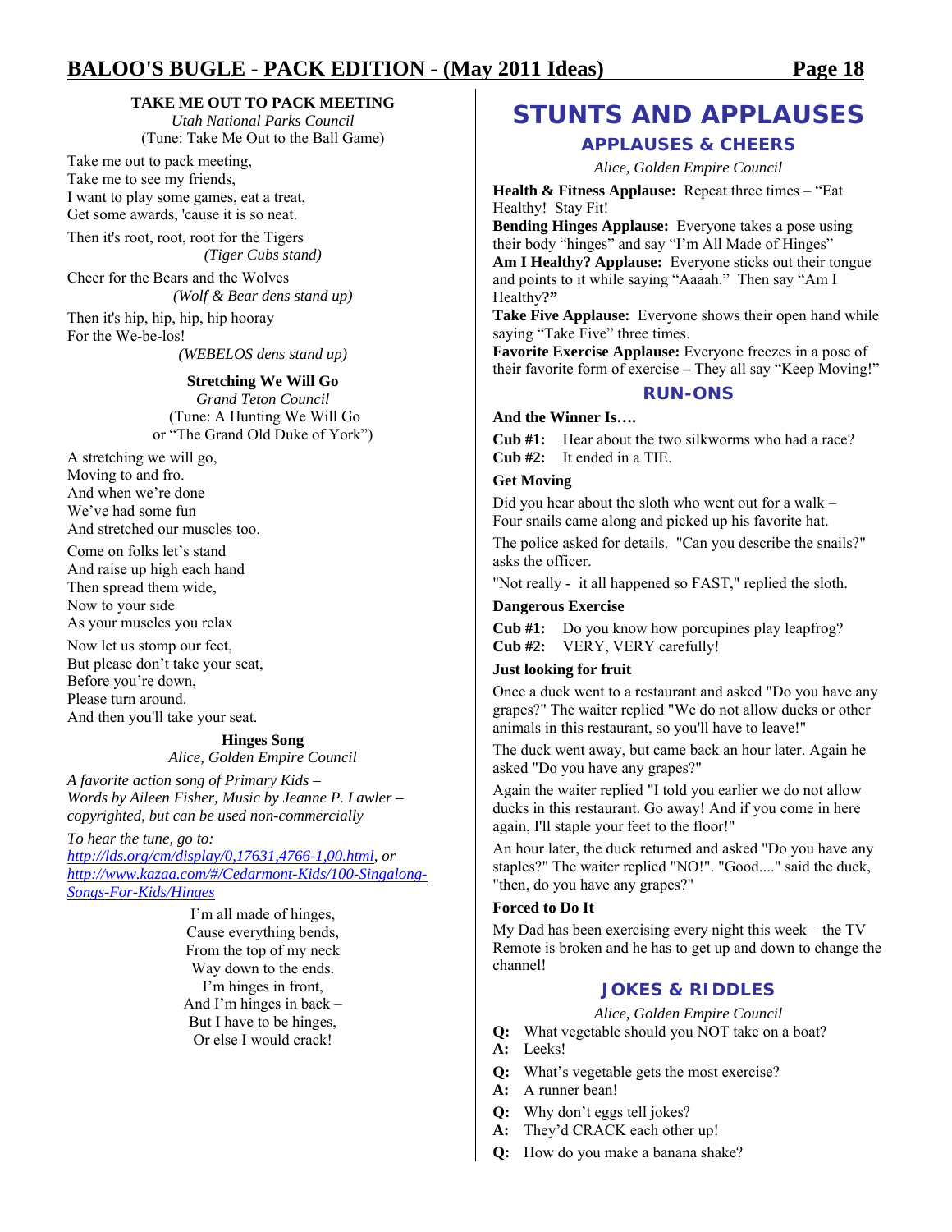### TAKE ME OUT TO PACK MEETING

*Utah National Parks Council*
(Tune: Take Me Out to the Ball Game)

Take me out to pack meeting,
Take me to see my friends,
I want to play some games, eat a treat,
Get some awards, 'cause it is so neat.

Then it's root, root, root for the Tigers
*(Tiger Cubs stand)*

Cheer for the Bears and the Wolves
*(Wolf & Bear dens stand up)*

Then it's hip, hip, hip, hip hooray
For the We-be-los!
*(WEBELOS dens stand up)*

### Stretching We Will Go

*Grand Teton Council*
(Tune: A Hunting We Will Go
or "The Grand Old Duke of York")

A stretching we will go,
Moving to and fro.
And when we're done
We've had some fun
And stretched our muscles too.

Come on folks let's stand
And raise up high each hand
Then spread them wide,
Now to your side
As your muscles you relax

Now let us stomp our feet,
But please don't take your seat,
Before you're down,
Please turn around.
And then you'll take your seat.

### Hinges Song

*Alice, Golden Empire Council*

*A favorite action song of Primary Kids – Words by Aileen Fisher, Music by Jeanne P. Lawler – copyrighted, but can be used non-commercially*

*To hear the tune, go to:*
*http://lds.org/cm/display/0,17631,4766-1,00.html, or*
*http://www.kazaa.com/#/Cedarmont-Kids/100-Singalong-Songs-For-Kids/Hinges*

I'm all made of hinges,
Cause everything bends,
From the top of my neck
Way down to the ends.
I'm hinges in front,
And I'm hinges in back –
But I have to be hinges,
Or else I would crack!

# STUNTS AND APPLAUSES

## APPLAUSES & CHEERS

*Alice, Golden Empire Council*

**Health & Fitness Applause:** Repeat three times – "Eat Healthy! Stay Fit!

**Bending Hinges Applause:** Everyone takes a pose using their body "hinges" and say "I'm All Made of Hinges"

**Am I Healthy? Applause:** Everyone sticks out their tongue and points to it while saying "Aaaah." Then say "Am I Healthy**?"**

**Take Five Applause:** Everyone shows their open hand while saying "Take Five" three times.

**Favorite Exercise Applause:** Everyone freezes in a pose of their favorite form of exercise **–** They all say "Keep Moving!"

## RUN-ONS

**And the Winner Is….**

**Cub #1:** Hear about the two silkworms who had a race?
**Cub #2:** It ended in a TIE.

**Get Moving**

Did you hear about the sloth who went out for a walk – Four snails came along and picked up his favorite hat.

The police asked for details. "Can you describe the snails?" asks the officer.

"Not really - it all happened so FAST," replied the sloth.

**Dangerous Exercise**

**Cub #1:** Do you know how porcupines play leapfrog?
**Cub #2:** VERY, VERY carefully!

**Just looking for fruit**

Once a duck went to a restaurant and asked "Do you have any grapes?" The waiter replied "We do not allow ducks or other animals in this restaurant, so you'll have to leave!"

The duck went away, but came back an hour later. Again he asked "Do you have any grapes?"

Again the waiter replied "I told you earlier we do not allow ducks in this restaurant. Go away! And if you come in here again, I'll staple your feet to the floor!"

An hour later, the duck returned and asked "Do you have any staples?" The waiter replied "NO!". "Good...." said the duck, "then, do you have any grapes?"

**Forced to Do It**

My Dad has been exercising every night this week – the TV Remote is broken and he has to get up and down to change the channel!

## JOKES & RIDDLES

*Alice, Golden Empire Council*

**Q:** What vegetable should you NOT take on a boat?
**A:** Leeks!

**Q:** What's vegetable gets the most exercise?
**A:** A runner bean!

**Q:** Why don't eggs tell jokes?
**A:** They'd CRACK each other up!

**Q:** How do you make a banana shake?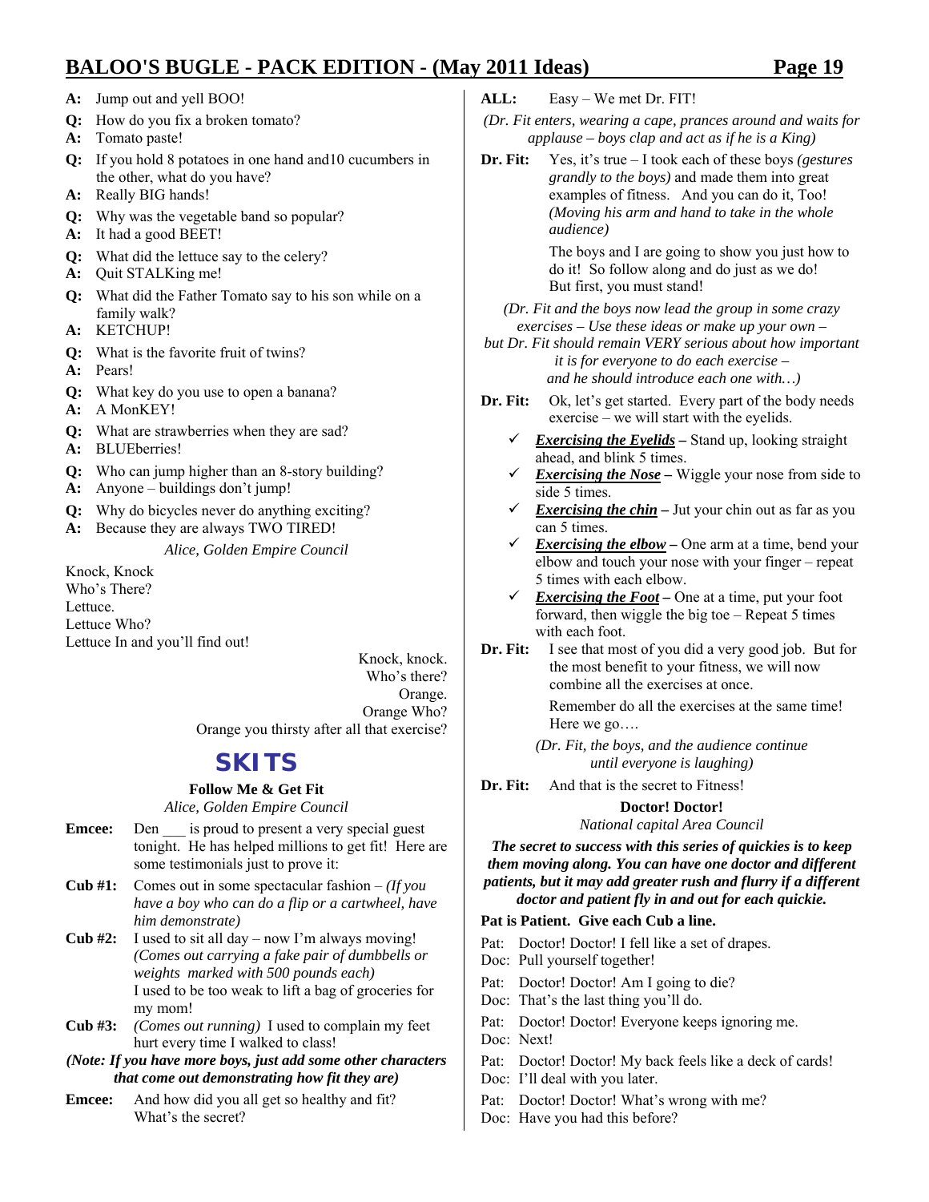**A:** Jump out and yell BOO!

**Q:** How do you fix a broken tomato?
**A:** Tomato paste!

**Q:** If you hold 8 potatoes in one hand and10 cucumbers in the other, what do you have?
**A:** Really BIG hands!

**Q:** Why was the vegetable band so popular?
**A:** It had a good BEET!

**Q:** What did the lettuce say to the celery?
**A:** Quit STALKing me!

**Q:** What did the Father Tomato say to his son while on a family walk?
**A:** KETCHUP!

**Q:** What is the favorite fruit of twins?
**A:** Pears!

**Q:** What key do you use to open a banana?
**A:** A MonKEY!

**Q:** What are strawberries when they are sad?
**A:** BLUEberries!

**Q:** Who can jump higher than an 8-story building?
**A:** Anyone – buildings don't jump!

**Q:** Why do bicycles never do anything exciting?
**A:** Because they are always TWO TIRED!

*Alice, Golden Empire Council*

Knock, Knock
Who's There?
Lettuce.
Lettuce Who?
Lettuce In and you'll find out!

Knock, knock.
Who's there?
Orange.
Orange Who?
Orange you thirsty after all that exercise?

# SKITS

### Follow Me & Get Fit

*Alice, Golden Empire Council*

**Emcee:** Den ___ is proud to present a very special guest tonight. He has helped millions to get fit! Here are some testimonials just to prove it:

**Cub #1:** Comes out in some spectacular fashion – *(If you have a boy who can do a flip or a cartwheel, have him demonstrate)*

**Cub #2:** I used to sit all day – now I'm always moving! *(Comes out carrying a fake pair of dumbbells or weights marked with 500 pounds each)* I used to be too weak to lift a bag of groceries for my mom!

**Cub #3:** *(Comes out running)* I used to complain my feet hurt every time I walked to class!

***(Note: If you have more boys, just add some other characters that come out demonstrating how fit they are)***

**Emcee:** And how did you all get so healthy and fit? What's the secret?

**ALL:** Easy – We met Dr. FIT!

*(Dr. Fit enters, wearing a cape, prances around and waits for applause – boys clap and act as if he is a King)*

**Dr. Fit:** Yes, it's true – I took each of these boys *(gestures grandly to the boys)* and made them into great examples of fitness. And you can do it, Too! *(Moving his arm and hand to take in the whole audience)*

The boys and I are going to show you just how to do it! So follow along and do just as we do! But first, you must stand!

*(Dr. Fit and the boys now lead the group in some crazy exercises – Use these ideas or make up your own – but Dr. Fit should remain VERY serious about how important it is for everyone to do each exercise – and he should introduce each one with…)*

**Dr. Fit:** Ok, let's get started. Every part of the body needs exercise – we will start with the eyelids.

- ✓ ***Exercising the Eyelids*** **–** Stand up, looking straight ahead, and blink 5 times.
- ✓ ***Exercising the Nose*** **–** Wiggle your nose from side to side 5 times.
- ✓ ***Exercising the chin*** **–** Jut your chin out as far as you can 5 times.
- ✓ ***Exercising the elbow*** **–** One arm at a time, bend your elbow and touch your nose with your finger – repeat 5 times with each elbow.
- ✓ ***Exercising the Foot*** **–** One at a time, put your foot forward, then wiggle the big toe – Repeat 5 times with each foot.

**Dr. Fit:** I see that most of you did a very good job. But for the most benefit to your fitness, we will now combine all the exercises at once.

Remember do all the exercises at the same time! Here we go….

*(Dr. Fit, the boys, and the audience continue until everyone is laughing)*

**Dr. Fit:** And that is the secret to Fitness!

### Doctor! Doctor!

*National capital Area Council*

***The secret to success with this series of quickies is to keep them moving along. You can have one doctor and different patients, but it may add greater rush and flurry if a different doctor and patient fly in and out for each quickie.***

**Pat is Patient. Give each Cub a line.**

Pat: Doctor! Doctor! I fell like a set of drapes.
Doc: Pull yourself together!

Pat: Doctor! Doctor! Am I going to die?
Doc: That's the last thing you'll do.

Pat: Doctor! Doctor! Everyone keeps ignoring me.
Doc: Next!

Pat: Doctor! Doctor! My back feels like a deck of cards!
Doc: I'll deal with you later.

Pat: Doctor! Doctor! What's wrong with me?
Doc: Have you had this before?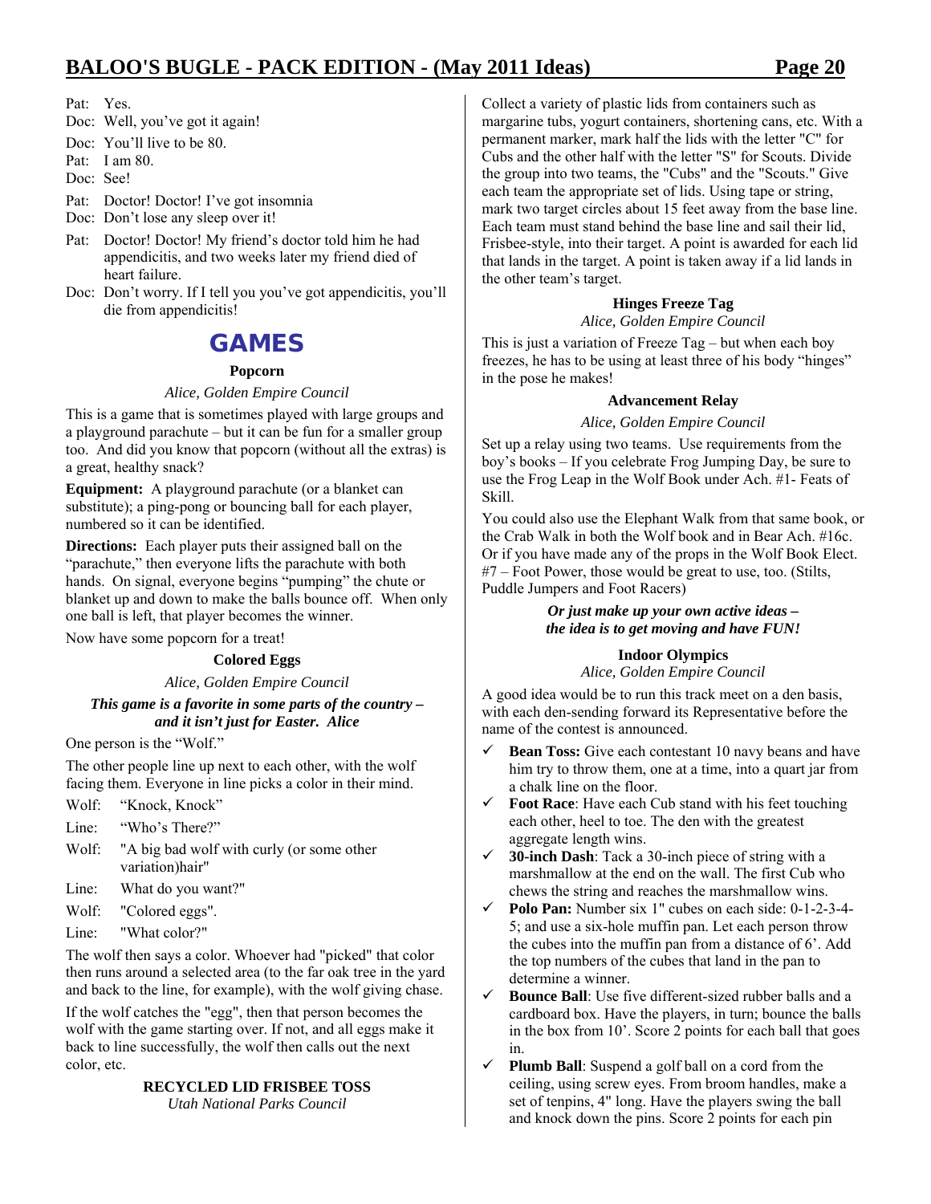Pat: Yes.

Doc: Well, you've got it again!

Doc: You'll live to be 80.

Pat: I am 80.

Doc: See!

Pat: Doctor! Doctor! I've got insomnia

Doc: Don't lose any sleep over it!

Pat: Doctor! Doctor! My friend's doctor told him he had appendicitis, and two weeks later my friend died of heart failure.

Doc: Don't worry. If I tell you you've got appendicitis, you'll die from appendicitis!

## GAMES

### Popcorn

*Alice, Golden Empire Council*

This is a game that is sometimes played with large groups and a playground parachute – but it can be fun for a smaller group too. And did you know that popcorn (without all the extras) is a great, healthy snack?

**Equipment:** A playground parachute (or a blanket can substitute); a ping-pong or bouncing ball for each player, numbered so it can be identified.

**Directions:** Each player puts their assigned ball on the "parachute," then everyone lifts the parachute with both hands. On signal, everyone begins "pumping" the chute or blanket up and down to make the balls bounce off. When only one ball is left, that player becomes the winner.

Now have some popcorn for a treat!

### Colored Eggs

*Alice, Golden Empire Council*

***This game is a favorite in some parts of the country – and it isn't just for Easter. Alice***

One person is the "Wolf."

The other people line up next to each other, with the wolf facing them. Everyone in line picks a color in their mind.

Wolf: "Knock, Knock"

Line: "Who's There?"

Wolf: "A big bad wolf with curly (or some other variation)hair"

Line: What do you want?"

Wolf: "Colored eggs".

Line: "What color?"

The wolf then says a color. Whoever had "picked" that color then runs around a selected area (to the far oak tree in the yard and back to the line, for example), with the wolf giving chase.

If the wolf catches the "egg", then that person becomes the wolf with the game starting over. If not, and all eggs make it back to line successfully, the wolf then calls out the next color, etc.

### RECYCLED LID FRISBEE TOSS

*Utah National Parks Council*

Collect a variety of plastic lids from containers such as margarine tubs, yogurt containers, shortening cans, etc. With a permanent marker, mark half the lids with the letter "C" for Cubs and the other half with the letter "S" for Scouts. Divide the group into two teams, the "Cubs" and the "Scouts." Give each team the appropriate set of lids. Using tape or string, mark two target circles about 15 feet away from the base line. Each team must stand behind the base line and sail their lid, Frisbee-style, into their target. A point is awarded for each lid that lands in the target. A point is taken away if a lid lands in the other team's target.

### Hinges Freeze Tag

*Alice, Golden Empire Council*

This is just a variation of Freeze Tag – but when each boy freezes, he has to be using at least three of his body "hinges" in the pose he makes!

### Advancement Relay

*Alice, Golden Empire Council*

Set up a relay using two teams. Use requirements from the boy's books – If you celebrate Frog Jumping Day, be sure to use the Frog Leap in the Wolf Book under Ach. #1- Feats of Skill.

You could also use the Elephant Walk from that same book, or the Crab Walk in both the Wolf book and in Bear Ach. #16c. Or if you have made any of the props in the Wolf Book Elect. #7 – Foot Power, those would be great to use, too. (Stilts, Puddle Jumpers and Foot Racers)

***Or just make up your own active ideas – the idea is to get moving and have FUN!***

### Indoor Olympics

*Alice, Golden Empire Council*

A good idea would be to run this track meet on a den basis, with each den-sending forward its Representative before the name of the contest is announced.

- ✓ **Bean Toss:** Give each contestant 10 navy beans and have him try to throw them, one at a time, into a quart jar from a chalk line on the floor.
- ✓ **Foot Race**: Have each Cub stand with his feet touching each other, heel to toe. The den with the greatest aggregate length wins.
- ✓ **30-inch Dash**: Tack a 30-inch piece of string with a marshmallow at the end on the wall. The first Cub who chews the string and reaches the marshmallow wins.
- ✓ **Polo Pan:** Number six 1" cubes on each side: 0-1-2-3-4-5; and use a six-hole muffin pan. Let each person throw the cubes into the muffin pan from a distance of 6'. Add the top numbers of the cubes that land in the pan to determine a winner.
- ✓ **Bounce Ball**: Use five different-sized rubber balls and a cardboard box. Have the players, in turn; bounce the balls in the box from 10'. Score 2 points for each ball that goes in.
- ✓ **Plumb Ball**: Suspend a golf ball on a cord from the ceiling, using screw eyes. From broom handles, make a set of tenpins, 4" long. Have the players swing the ball and knock down the pins. Score 2 points for each pin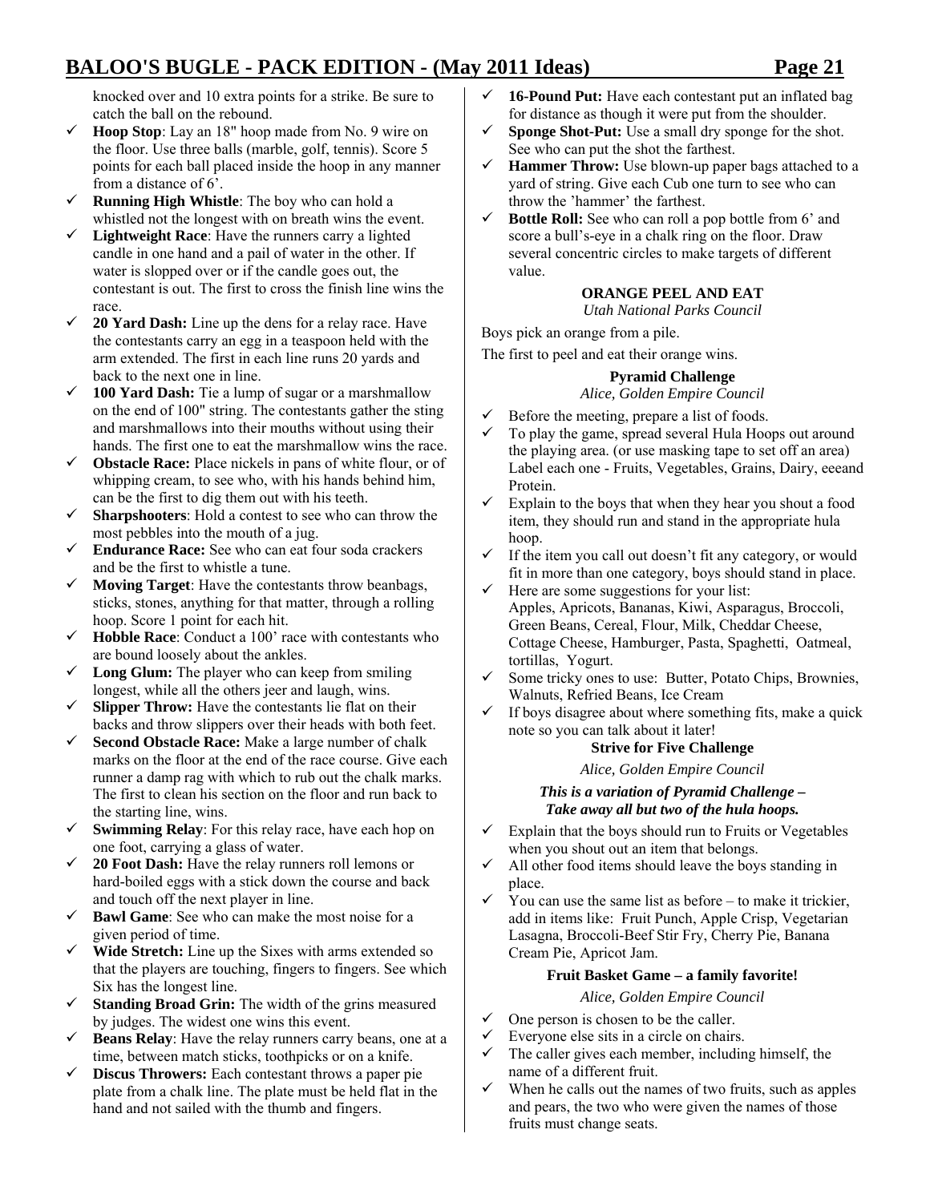knocked over and 10 extra points for a strike. Be sure to catch the ball on the rebound.

- **Hoop Stop**: Lay an 18" hoop made from No. 9 wire on the floor. Use three balls (marble, golf, tennis). Score 5 points for each ball placed inside the hoop in any manner from a distance of 6'.
- **Running High Whistle**: The boy who can hold a whistled not the longest with on breath wins the event.
- **Lightweight Race**: Have the runners carry a lighted candle in one hand and a pail of water in the other. If water is slopped over or if the candle goes out, the contestant is out. The first to cross the finish line wins the race.
- **20 Yard Dash:** Line up the dens for a relay race. Have the contestants carry an egg in a teaspoon held with the arm extended. The first in each line runs 20 yards and back to the next one in line.
- **100 Yard Dash:** Tie a lump of sugar or a marshmallow on the end of 100" string. The contestants gather the sting and marshmallows into their mouths without using their hands. The first one to eat the marshmallow wins the race.
- **Obstacle Race:** Place nickels in pans of white flour, or of whipping cream, to see who, with his hands behind him, can be the first to dig them out with his teeth.
- **Sharpshooters**: Hold a contest to see who can throw the most pebbles into the mouth of a jug.
- **Endurance Race:** See who can eat four soda crackers and be the first to whistle a tune.
- **Moving Target**: Have the contestants throw beanbags, sticks, stones, anything for that matter, through a rolling hoop. Score 1 point for each hit.
- **Hobble Race**: Conduct a 100' race with contestants who are bound loosely about the ankles.
- **Long Glum:** The player who can keep from smiling longest, while all the others jeer and laugh, wins.
- **Slipper Throw:** Have the contestants lie flat on their backs and throw slippers over their heads with both feet.
- **Second Obstacle Race:** Make a large number of chalk marks on the floor at the end of the race course. Give each runner a damp rag with which to rub out the chalk marks. The first to clean his section on the floor and run back to the starting line, wins.
- **Swimming Relay**: For this relay race, have each hop on one foot, carrying a glass of water.
- **20 Foot Dash:** Have the relay runners roll lemons or hard-boiled eggs with a stick down the course and back and touch off the next player in line.
- **Bawl Game**: See who can make the most noise for a given period of time.
- **Wide Stretch:** Line up the Sixes with arms extended so that the players are touching, fingers to fingers. See which Six has the longest line.
- **Standing Broad Grin:** The width of the grins measured by judges. The widest one wins this event.
- **Beans Relay**: Have the relay runners carry beans, one at a time, between match sticks, toothpicks or on a knife.
- **Discus Throwers:** Each contestant throws a paper pie plate from a chalk line. The plate must be held flat in the hand and not sailed with the thumb and fingers.
- **16-Pound Put:** Have each contestant put an inflated bag for distance as though it were put from the shoulder.
- **Sponge Shot-Put:** Use a small dry sponge for the shot. See who can put the shot the farthest.
- **Hammer Throw:** Use blown-up paper bags attached to a yard of string. Give each Cub one turn to see who can throw the 'hammer' the farthest.
- **Bottle Roll:** See who can roll a pop bottle from 6' and score a bull's-eye in a chalk ring on the floor. Draw several concentric circles to make targets of different value.

### ORANGE PEEL AND EAT

*Utah National Parks Council*

Boys pick an orange from a pile.

The first to peel and eat their orange wins.

### Pyramid Challenge

*Alice, Golden Empire Council*

- Before the meeting, prepare a list of foods.
- To play the game, spread several Hula Hoops out around the playing area. (or use masking tape to set off an area) Label each one - Fruits, Vegetables, Grains, Dairy, eeeand Protein.
- Explain to the boys that when they hear you shout a food item, they should run and stand in the appropriate hula hoop.
- If the item you call out doesn't fit any category, or would fit in more than one category, boys should stand in place.
- Here are some suggestions for your list: Apples, Apricots, Bananas, Kiwi, Asparagus, Broccoli, Green Beans, Cereal, Flour, Milk, Cheddar Cheese, Cottage Cheese, Hamburger, Pasta, Spaghetti, Oatmeal, tortillas, Yogurt.
- Some tricky ones to use: Butter, Potato Chips, Brownies, Walnuts, Refried Beans, Ice Cream
- If boys disagree about where something fits, make a quick note so you can talk about it later!

### Strive for Five Challenge

*Alice, Golden Empire Council*

***This is a variation of Pyramid Challenge – Take away all but two of the hula hoops.***

- Explain that the boys should run to Fruits or Vegetables when you shout out an item that belongs.
- All other food items should leave the boys standing in place.
- You can use the same list as before – to make it trickier, add in items like: Fruit Punch, Apple Crisp, Vegetarian Lasagna, Broccoli-Beef Stir Fry, Cherry Pie, Banana Cream Pie, Apricot Jam.

### Fruit Basket Game – a family favorite!

*Alice, Golden Empire Council*

- One person is chosen to be the caller.
- Everyone else sits in a circle on chairs.
- The caller gives each member, including himself, the name of a different fruit.
- When he calls out the names of two fruits, such as apples and pears, the two who were given the names of those fruits must change seats.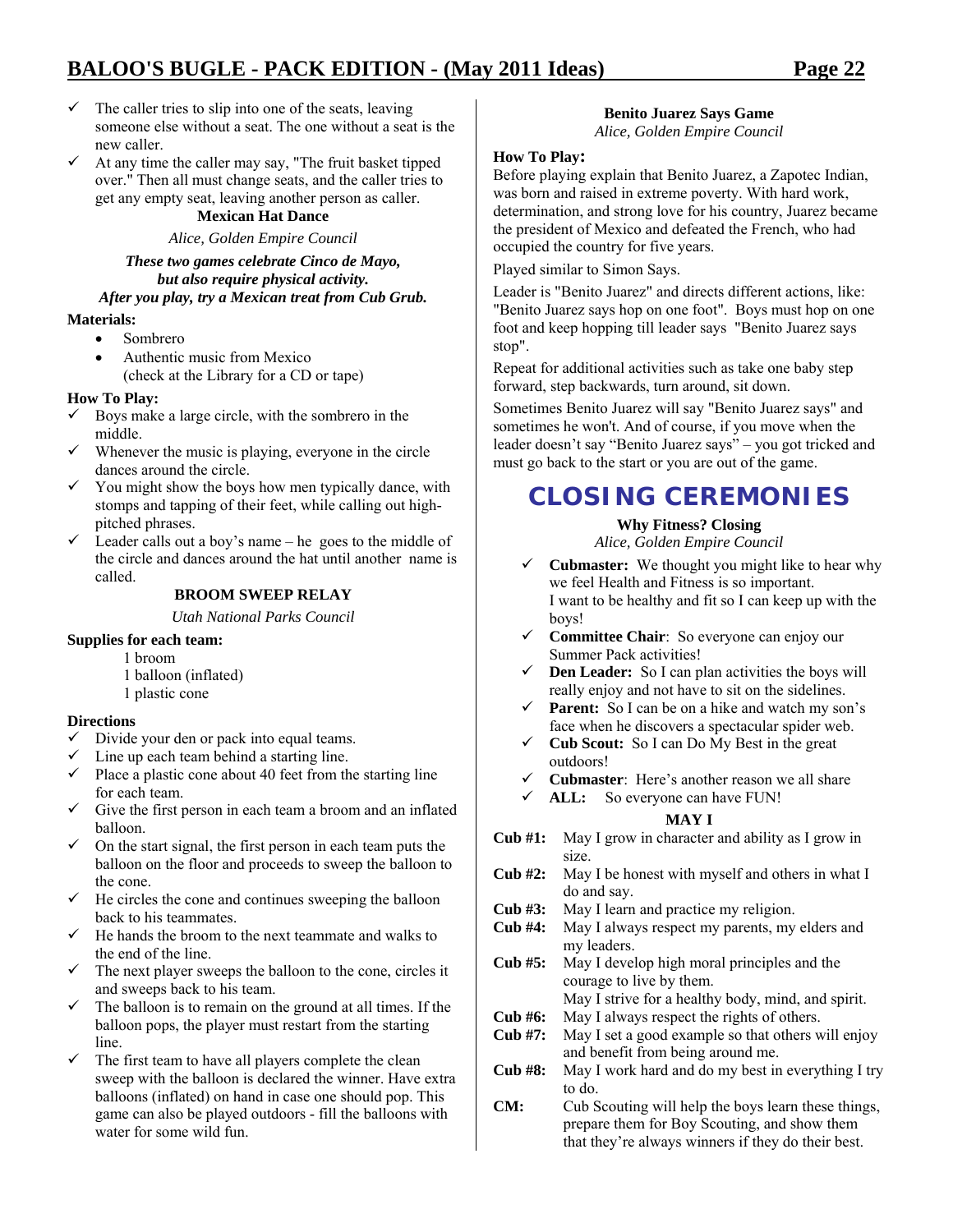- ✓ The caller tries to slip into one of the seats, leaving someone else without a seat. The one without a seat is the new caller.
- ✓ At any time the caller may say, "The fruit basket tipped over." Then all must change seats, and the caller tries to get any empty seat, leaving another person as caller.

### Mexican Hat Dance

*Alice, Golden Empire Council*

***These two games celebrate Cinco de Mayo, but also require physical activity. After you play, try a Mexican treat from Cub Grub.***

**Materials:**

- Sombrero
- Authentic music from Mexico (check at the Library for a CD or tape)

**How To Play:**

- ✓ Boys make a large circle, with the sombrero in the middle.
- ✓ Whenever the music is playing, everyone in the circle dances around the circle.
- ✓ You might show the boys how men typically dance, with stomps and tapping of their feet, while calling out high-pitched phrases.
- ✓ Leader calls out a boy's name – he goes to the middle of the circle and dances around the hat until another name is called.

### BROOM SWEEP RELAY

*Utah National Parks Council*

**Supplies for each team:**

1 broom
1 balloon (inflated)
1 plastic cone

**Directions**

- ✓ Divide your den or pack into equal teams.
- ✓ Line up each team behind a starting line.
- ✓ Place a plastic cone about 40 feet from the starting line for each team.
- ✓ Give the first person in each team a broom and an inflated balloon.
- ✓ On the start signal, the first person in each team puts the balloon on the floor and proceeds to sweep the balloon to the cone.
- ✓ He circles the cone and continues sweeping the balloon back to his teammates.
- ✓ He hands the broom to the next teammate and walks to the end of the line.
- ✓ The next player sweeps the balloon to the cone, circles it and sweeps back to his team.
- ✓ The balloon is to remain on the ground at all times. If the balloon pops, the player must restart from the starting line.
- ✓ The first team to have all players complete the clean sweep with the balloon is declared the winner. Have extra balloons (inflated) on hand in case one should pop. This game can also be played outdoors - fill the balloons with water for some wild fun.

### Benito Juarez Says Game

*Alice, Golden Empire Council*

**How To Play:**

Before playing explain that Benito Juarez, a Zapotec Indian, was born and raised in extreme poverty. With hard work, determination, and strong love for his country, Juarez became the president of Mexico and defeated the French, who had occupied the country for five years.

Played similar to Simon Says.

Leader is "Benito Juarez" and directs different actions, like: "Benito Juarez says hop on one foot". Boys must hop on one foot and keep hopping till leader says "Benito Juarez says stop".

Repeat for additional activities such as take one baby step forward, step backwards, turn around, sit down.

Sometimes Benito Juarez will say "Benito Juarez says" and sometimes he won't. And of course, if you move when the leader doesn't say "Benito Juarez says" – you got tricked and must go back to the start or you are out of the game.

## CLOSING CEREMONIES

### Why Fitness? Closing

*Alice, Golden Empire Council*

- ✓ **Cubmaster:** We thought you might like to hear why we feel Health and Fitness is so important. I want to be healthy and fit so I can keep up with the boys!
- ✓ **Committee Chair**: So everyone can enjoy our Summer Pack activities!
- ✓ **Den Leader:** So I can plan activities the boys will really enjoy and not have to sit on the sidelines.
- ✓ **Parent:** So I can be on a hike and watch my son's face when he discovers a spectacular spider web.
- ✓ **Cub Scout:** So I can Do My Best in the great outdoors!
- ✓ **Cubmaster**: Here's another reason we all share
- ✓ **ALL:** So everyone can have FUN!

### MAY I

**Cub #1:** May I grow in character and ability as I grow in size.

**Cub #2:** May I be honest with myself and others in what I do and say.

**Cub #3:** May I learn and practice my religion.

**Cub #4:** May I always respect my parents, my elders and my leaders.

**Cub #5:** May I develop high moral principles and the courage to live by them. May I strive for a healthy body, mind, and spirit.

**Cub #6:** May I always respect the rights of others.

**Cub #7:** May I set a good example so that others will enjoy and benefit from being around me.

**Cub #8:** May I work hard and do my best in everything I try to do.

**CM:** Cub Scouting will help the boys learn these things, prepare them for Boy Scouting, and show them that they're always winners if they do their best.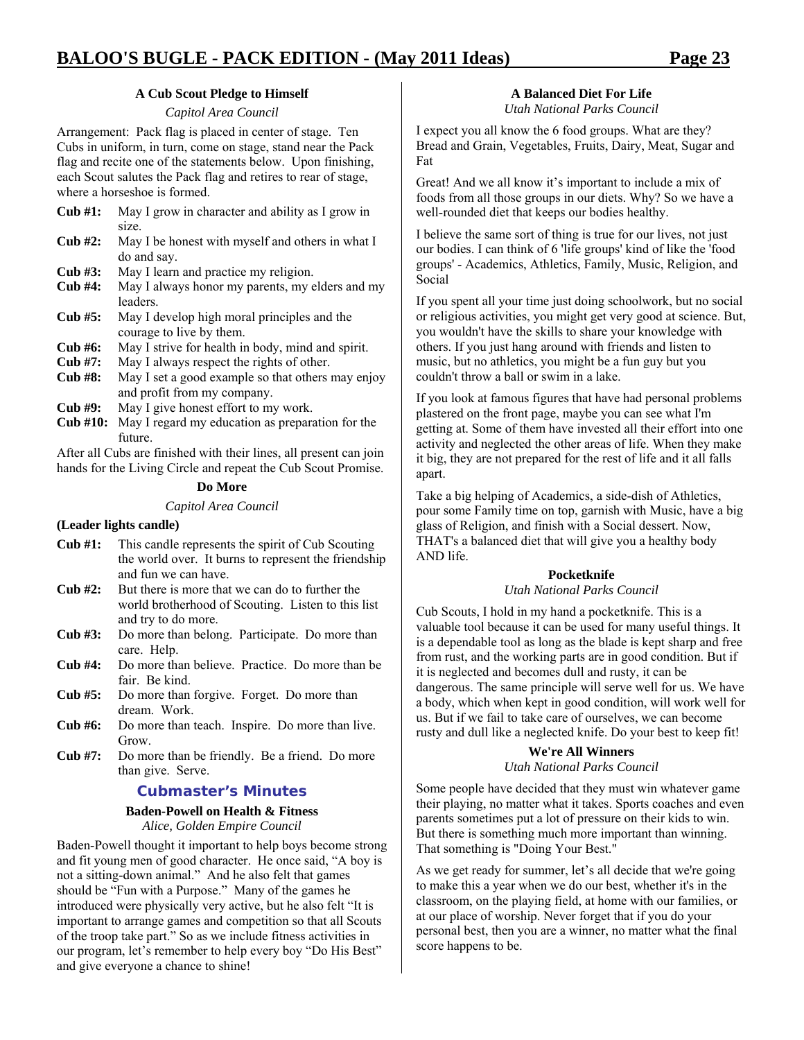### A Cub Scout Pledge to Himself

*Capitol Area Council*

Arrangement: Pack flag is placed in center of stage. Ten Cubs in uniform, in turn, come on stage, stand near the Pack flag and recite one of the statements below. Upon finishing, each Scout salutes the Pack flag and retires to rear of stage, where a horseshoe is formed.

**Cub #1:** May I grow in character and ability as I grow in size.
**Cub #2:** May I be honest with myself and others in what I do and say.
**Cub #3:** May I learn and practice my religion.
**Cub #4:** May I always honor my parents, my elders and my leaders.
**Cub #5:** May I develop high moral principles and the courage to live by them.
**Cub #6:** May I strive for health in body, mind and spirit.
**Cub #7:** May I always respect the rights of other.
**Cub #8:** May I set a good example so that others may enjoy and profit from my company.
**Cub #9:** May I give honest effort to my work.
**Cub #10:** May I regard my education as preparation for the future.

After all Cubs are finished with their lines, all present can join hands for the Living Circle and repeat the Cub Scout Promise.

### Do More

*Capitol Area Council*

**(Leader lights candle)**

**Cub #1:** This candle represents the spirit of Cub Scouting the world over. It burns to represent the friendship and fun we can have.
**Cub #2:** But there is more that we can do to further the world brotherhood of Scouting. Listen to this list and try to do more.
**Cub #3:** Do more than belong. Participate. Do more than care. Help.
**Cub #4:** Do more than believe. Practice. Do more than be fair. Be kind.
**Cub #5:** Do more than forgive. Forget. Do more than dream. Work.
**Cub #6:** Do more than teach. Inspire. Do more than live. Grow.
**Cub #7:** Do more than be friendly. Be a friend. Do more than give. Serve.

## Cubmaster's Minutes

### Baden-Powell on Health & Fitness

*Alice, Golden Empire Council*

Baden-Powell thought it important to help boys become strong and fit young men of good character. He once said, "A boy is not a sitting-down animal." And he also felt that games should be "Fun with a Purpose." Many of the games he introduced were physically very active, but he also felt "It is important to arrange games and competition so that all Scouts of the troop take part." So as we include fitness activities in our program, let's remember to help every boy "Do His Best" and give everyone a chance to shine!

### A Balanced Diet For Life

*Utah National Parks Council*

I expect you all know the 6 food groups. What are they? Bread and Grain, Vegetables, Fruits, Dairy, Meat, Sugar and Fat

Great! And we all know it's important to include a mix of foods from all those groups in our diets. Why? So we have a well-rounded diet that keeps our bodies healthy.

I believe the same sort of thing is true for our lives, not just our bodies. I can think of 6 'life groups' kind of like the 'food groups' - Academics, Athletics, Family, Music, Religion, and Social

If you spent all your time just doing schoolwork, but no social or religious activities, you might get very good at science. But, you wouldn't have the skills to share your knowledge with others. If you just hang around with friends and listen to music, but no athletics, you might be a fun guy but you couldn't throw a ball or swim in a lake.

If you look at famous figures that have had personal problems plastered on the front page, maybe you can see what I'm getting at. Some of them have invested all their effort into one activity and neglected the other areas of life. When they make it big, they are not prepared for the rest of life and it all falls apart.

Take a big helping of Academics, a side-dish of Athletics, pour some Family time on top, garnish with Music, have a big glass of Religion, and finish with a Social dessert. Now, THAT's a balanced diet that will give you a healthy body AND life.

### Pocketknife

*Utah National Parks Council*

Cub Scouts, I hold in my hand a pocketknife. This is a valuable tool because it can be used for many useful things. It is a dependable tool as long as the blade is kept sharp and free from rust, and the working parts are in good condition. But if it is neglected and becomes dull and rusty, it can be dangerous. The same principle will serve well for us. We have a body, which when kept in good condition, will work well for us. But if we fail to take care of ourselves, we can become rusty and dull like a neglected knife. Do your best to keep fit!

### We're All Winners

*Utah National Parks Council*

Some people have decided that they must win whatever game their playing, no matter what it takes. Sports coaches and even parents sometimes put a lot of pressure on their kids to win. But there is something much more important than winning. That something is "Doing Your Best."

As we get ready for summer, let's all decide that we're going to make this a year when we do our best, whether it's in the classroom, on the playing field, at home with our families, or at our place of worship. Never forget that if you do your personal best, then you are a winner, no matter what the final score happens to be.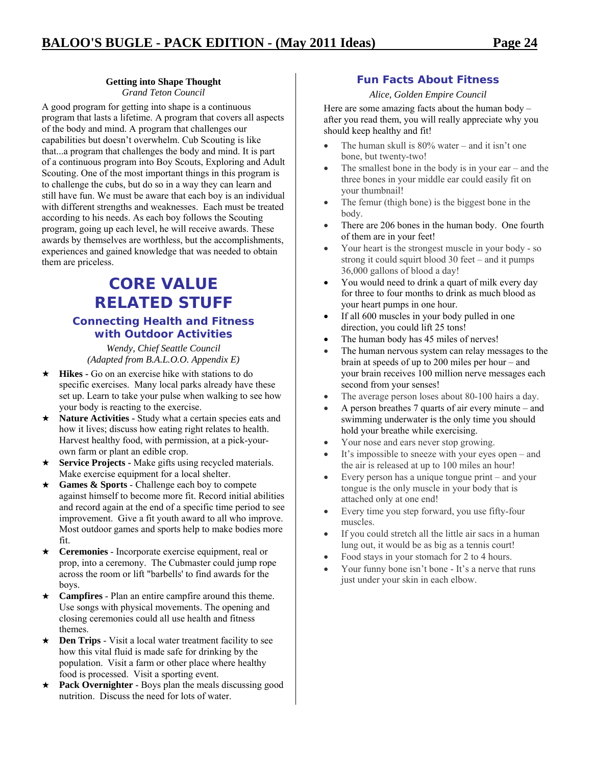### Getting into Shape Thought

*Grand Teton Council*

A good program for getting into shape is a continuous program that lasts a lifetime. A program that covers all aspects of the body and mind. A program that challenges our capabilities but doesn't overwhelm. Cub Scouting is like that...a program that challenges the body and mind. It is part of a continuous program into Boy Scouts, Exploring and Adult Scouting. One of the most important things in this program is to challenge the cubs, but do so in a way they can learn and still have fun. We must be aware that each boy is an individual with different strengths and weaknesses. Each must be treated according to his needs. As each boy follows the Scouting program, going up each level, he will receive awards. These awards by themselves are worthless, but the accomplishments, experiences and gained knowledge that was needed to obtain them are priceless.

# CORE VALUE RELATED STUFF

## Connecting Health and Fitness with Outdoor Activities

*Wendy, Chief Seattle Council*
*(Adapted from B.A.L.O.O. Appendix E)*

- **Hikes -** Go on an exercise hike with stations to do specific exercises. Many local parks already have these set up. Learn to take your pulse when walking to see how your body is reacting to the exercise.
- **Nature Activities -** Study what a certain species eats and how it lives; discuss how eating right relates to health. Harvest healthy food, with permission, at a pick-your-own farm or plant an edible crop.
- **Service Projects** - Make gifts using recycled materials. Make exercise equipment for a local shelter.
- **Games & Sports** - Challenge each boy to compete against himself to become more fit. Record initial abilities and record again at the end of a specific time period to see improvement. Give a fit youth award to all who improve. Most outdoor games and sports help to make bodies more fit.
- **Ceremonies** - Incorporate exercise equipment, real or prop, into a ceremony. The Cubmaster could jump rope across the room or lift "barbells' to find awards for the boys.
- **Campfires** - Plan an entire campfire around this theme. Use songs with physical movements. The opening and closing ceremonies could all use health and fitness themes.
- **Den Trips** - Visit a local water treatment facility to see how this vital fluid is made safe for drinking by the population. Visit a farm or other place where healthy food is processed. Visit a sporting event.
- **Pack Overnighter** - Boys plan the meals discussing good nutrition. Discuss the need for lots of water.

## Fun Facts About Fitness

*Alice, Golden Empire Council*

Here are some amazing facts about the human body – after you read them, you will really appreciate why you should keep healthy and fit!

- The human skull is 80% water – and it isn't one bone, but twenty-two!
- The smallest bone in the body is in your ear – and the three bones in your middle ear could easily fit on your thumbnail!
- The femur (thigh bone) is the biggest bone in the body.
- There are 206 bones in the human body. One fourth of them are in your feet!
- Your heart is the strongest muscle in your body - so strong it could squirt blood 30 feet – and it pumps 36,000 gallons of blood a day!
- You would need to drink a quart of milk every day for three to four months to drink as much blood as your heart pumps in one hour.
- If all 600 muscles in your body pulled in one direction, you could lift 25 tons!
- The human body has 45 miles of nerves!
- The human nervous system can relay messages to the brain at speeds of up to 200 miles per hour – and your brain receives 100 million nerve messages each second from your senses!
- The average person loses about 80-100 hairs a day.
- A person breathes 7 quarts of air every minute – and swimming underwater is the only time you should hold your breathe while exercising.
- Your nose and ears never stop growing.
- It's impossible to sneeze with your eyes open – and the air is released at up to 100 miles an hour!
- Every person has a unique tongue print – and your tongue is the only muscle in your body that is attached only at one end!
- Every time you step forward, you use fifty-four muscles.
- If you could stretch all the little air sacs in a human lung out, it would be as big as a tennis court!
- Food stays in your stomach for 2 to 4 hours.
- Your funny bone isn't bone - It's a nerve that runs just under your skin in each elbow.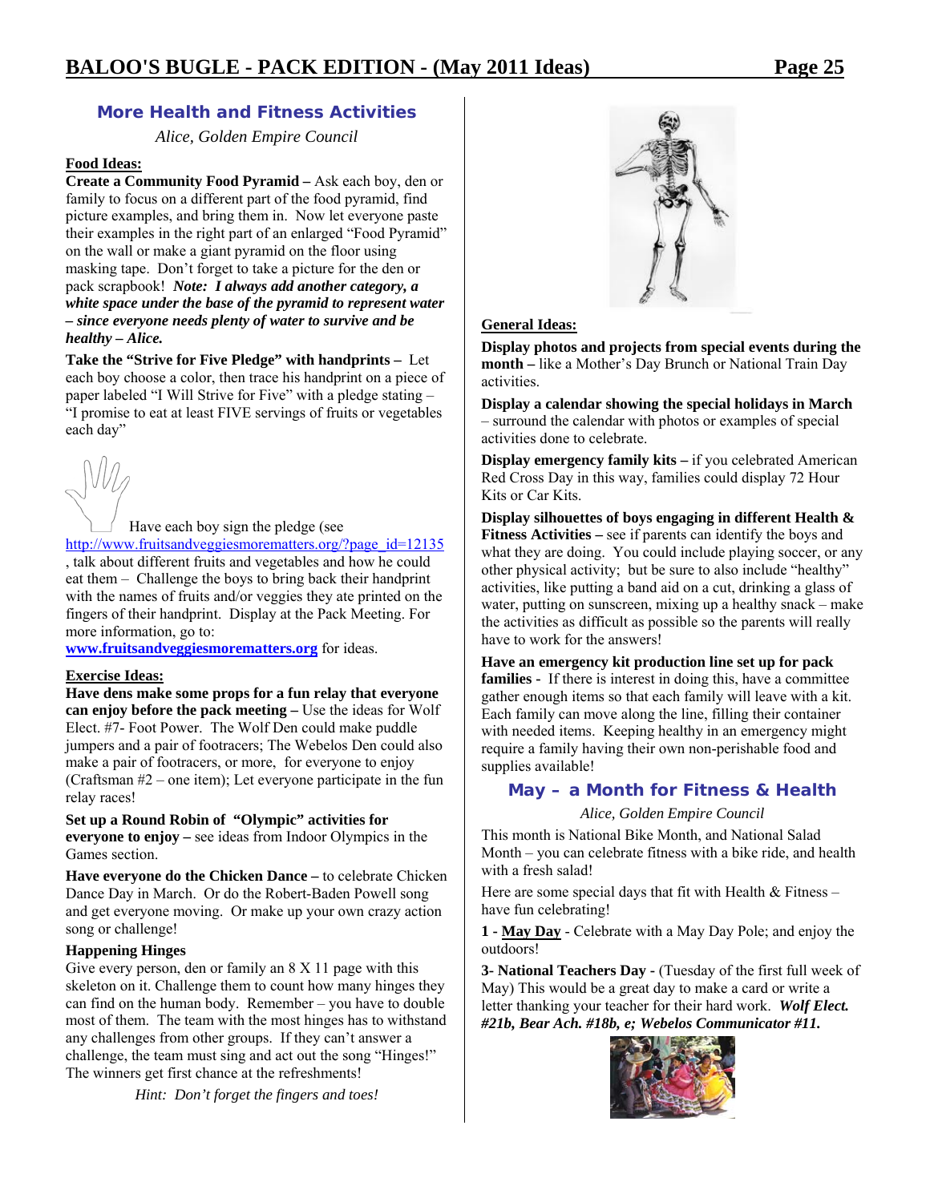## More Health and Fitness Activities

*Alice, Golden Empire Council*

**Food Ideas:**

**Create a Community Food Pyramid –** Ask each boy, den or family to focus on a different part of the food pyramid, find picture examples, and bring them in. Now let everyone paste their examples in the right part of an enlarged "Food Pyramid" on the wall or make a giant pyramid on the floor using masking tape. Don't forget to take a picture for the den or pack scrapbook! ***Note: I always add another category, a white space under the base of the pyramid to represent water – since everyone needs plenty of water to survive and be healthy – Alice.***

**Take the "Strive for Five Pledge" with handprints –** Let each boy choose a color, then trace his handprint on a piece of paper labeled "I Will Strive for Five" with a pledge stating – "I promise to eat at least FIVE servings of fruits or vegetables each day"

Have each boy sign the pledge (see http://www.fruitsandveggiesmorematters.org/?page_id=12135, talk about different fruits and vegetables and how he could eat them – Challenge the boys to bring back their handprint with the names of fruits and/or veggies they ate printed on the fingers of their handprint. Display at the Pack Meeting. For more information, go to: **www.fruitsandveggiesmorematters.org** for ideas.

**Exercise Ideas:**

**Have dens make some props for a fun relay that everyone can enjoy before the pack meeting –** Use the ideas for Wolf Elect. #7- Foot Power. The Wolf Den could make puddle jumpers and a pair of footracers; The Webelos Den could also make a pair of footracers, or more, for everyone to enjoy (Craftsman #2 – one item); Let everyone participate in the fun relay races!

**Set up a Round Robin of "Olympic" activities for everyone to enjoy –** see ideas from Indoor Olympics in the Games section.

**Have everyone do the Chicken Dance –** to celebrate Chicken Dance Day in March. Or do the Robert-Baden Powell song and get everyone moving. Or make up your own crazy action song or challenge!

**Happening Hinges**

Give every person, den or family an 8 X 11 page with this skeleton on it. Challenge them to count how many hinges they can find on the human body. Remember – you have to double most of them. The team with the most hinges has to withstand any challenges from other groups. If they can't answer a challenge, the team must sing and act out the song "Hinges!" The winners get first chance at the refreshments!

*Hint: Don't forget the fingers and toes!*

**General Ideas:**

**Display photos and projects from special events during the month –** like a Mother's Day Brunch or National Train Day activities.

**Display a calendar showing the special holidays in March** – surround the calendar with photos or examples of special activities done to celebrate.

**Display emergency family kits –** if you celebrated American Red Cross Day in this way, families could display 72 Hour Kits or Car Kits.

**Display silhouettes of boys engaging in different Health & Fitness Activities –** see if parents can identify the boys and what they are doing. You could include playing soccer, or any other physical activity; but be sure to also include "healthy" activities, like putting a band aid on a cut, drinking a glass of water, putting on sunscreen, mixing up a healthy snack – make the activities as difficult as possible so the parents will really have to work for the answers!

**Have an emergency kit production line set up for pack families -** If there is interest in doing this, have a committee gather enough items so that each family will leave with a kit. Each family can move along the line, filling their container with needed items. Keeping healthy in an emergency might require a family having their own non-perishable food and supplies available!

## May – a Month for Fitness & Health

*Alice, Golden Empire Council*

This month is National Bike Month, and National Salad Month – you can celebrate fitness with a bike ride, and health with a fresh salad!

Here are some special days that fit with Health & Fitness – have fun celebrating!

**1** - **May Day** - Celebrate with a May Day Pole; and enjoy the outdoors!

**3- National Teachers Day -** (Tuesday of the first full week of May) This would be a great day to make a card or write a letter thanking your teacher for their hard work. ***Wolf Elect. #21b, Bear Ach. #18b, e; Webelos Communicator #11.***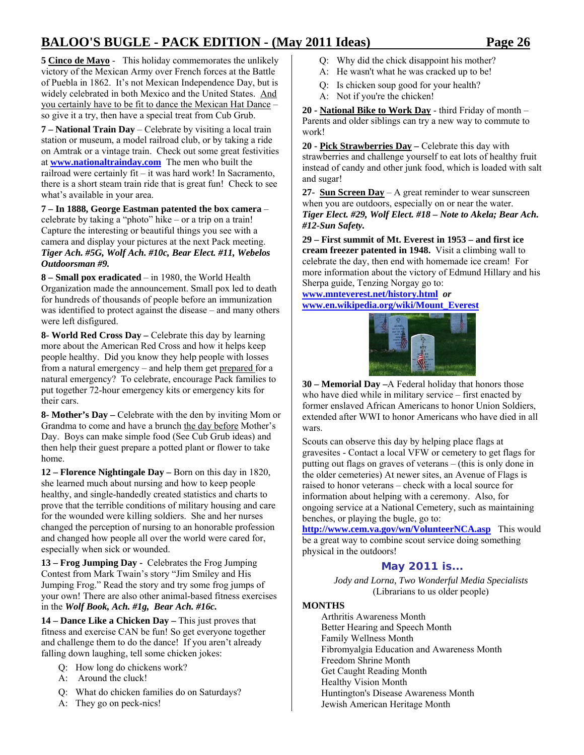**5 Cinco de Mayo** - This holiday commemorates the unlikely victory of the Mexican Army over French forces at the Battle of Puebla in 1862. It's not Mexican Independence Day, but is widely celebrated in both Mexico and the United States. And you certainly have to be fit to dance the Mexican Hat Dance – so give it a try, then have a special treat from Cub Grub.

**7 – National Train Day** – Celebrate by visiting a local train station or museum, a model railroad club, or by taking a ride on Amtrak or a vintage train. Check out some great festivities at **www.nationaltrainday.com** The men who built the railroad were certainly fit – it was hard work! In Sacramento, there is a short steam train ride that is great fun! Check to see what's available in your area.

**7 – In 1888, George Eastman patented the box camera** – celebrate by taking a "photo" hike – or a trip on a train! Capture the interesting or beautiful things you see with a camera and display your pictures at the next Pack meeting. ***Tiger Ach. #5G, Wolf Ach. #10c, Bear Elect. #11, Webelos Outdoorsman #9.***

**8 – Small pox eradicated** – in 1980, the World Health Organization made the announcement. Small pox led to death for hundreds of thousands of people before an immunization was identified to protect against the disease – and many others were left disfigured.

**8- World Red Cross Day –** Celebrate this day by learning more about the American Red Cross and how it helps keep people healthy. Did you know they help people with losses from a natural emergency – and help them get prepared for a natural emergency? To celebrate, encourage Pack families to put together 72-hour emergency kits or emergency kits for their cars.

**8- Mother's Day –** Celebrate with the den by inviting Mom or Grandma to come and have a brunch the day before Mother's Day. Boys can make simple food (See Cub Grub ideas) and then help their guest prepare a potted plant or flower to take home.

**12 – Florence Nightingale Day –** Born on this day in 1820, she learned much about nursing and how to keep people healthy, and single-handedly created statistics and charts to prove that the terrible conditions of military housing and care for the wounded were killing soldiers. She and her nurses changed the perception of nursing to an honorable profession and changed how people all over the world were cared for, especially when sick or wounded.

**13 – Frog Jumping Day** - Celebrates the Frog Jumping Contest from Mark Twain's story "Jim Smiley and His Jumping Frog." Read the story and try some frog jumps of your own! There are also other animal-based fitness exercises in the ***Wolf Book, Ach. #1g, Bear Ach. #16c.***

**14 – Dance Like a Chicken Day –** This just proves that fitness and exercise CAN be fun! So get everyone together and challenge them to do the dance! If you aren't already falling down laughing, tell some chicken jokes:

Q: How long do chickens work?
A: Around the cluck!

Q: What do chicken families do on Saturdays?
A: They go on peck-nics!

Q: Why did the chick disappoint his mother?
A: He wasn't what he was cracked up to be!

Q: Is chicken soup good for your health?
A: Not if you're the chicken!

**20 - National Bike to Work Day** - third Friday of month – Parents and older siblings can try a new way to commute to work!

**20 - Pick Strawberries Day –** Celebrate this day with strawberries and challenge yourself to eat lots of healthy fruit instead of candy and other junk food, which is loaded with salt and sugar!

**27- Sun Screen Day** – A great reminder to wear sunscreen when you are outdoors, especially on or near the water. ***Tiger Elect. #29, Wolf Elect. #18 – Note to Akela; Bear Ach. #12-Sun Safety.***

**29 – First summit of Mt. Everest in 1953 – and first ice cream freezer patented in 1948.** Visit a climbing wall to celebrate the day, then end with homemade ice cream! For more information about the victory of Edmund Hillary and his Sherpa guide, Tenzing Norgay go to:
**www.mnteverest.net/history.html** ***or***
**www.en.wikipedia.org/wiki/Mount_Everest**

**30 – Memorial Day –**A Federal holiday that honors those who have died while in military service – first enacted by former enslaved African Americans to honor Union Soldiers, extended after WWI to honor Americans who have died in all wars.

Scouts can observe this day by helping place flags at gravesites - Contact a local VFW or cemetery to get flags for putting out flags on graves of veterans – (this is only done in the older cemeteries) At newer sites, an Avenue of Flags is raised to honor veterans – check with a local source for information about helping with a ceremony. Also, for ongoing service at a National Cemetery, such as maintaining benches, or playing the bugle, go to:
**http://www.cem.va.gov/wn/VolunteerNCA.asp** This would be a great way to combine scout service doing something physical in the outdoors!

## May 2011 is...

*Jody and Lorna, Two Wonderful Media Specialists*
(Librarians to us older people)

**MONTHS**

Arthritis Awareness Month
Better Hearing and Speech Month
Family Wellness Month
Fibromyalgia Education and Awareness Month
Freedom Shrine Month
Get Caught Reading Month
Healthy Vision Month
Huntington's Disease Awareness Month
Jewish American Heritage Month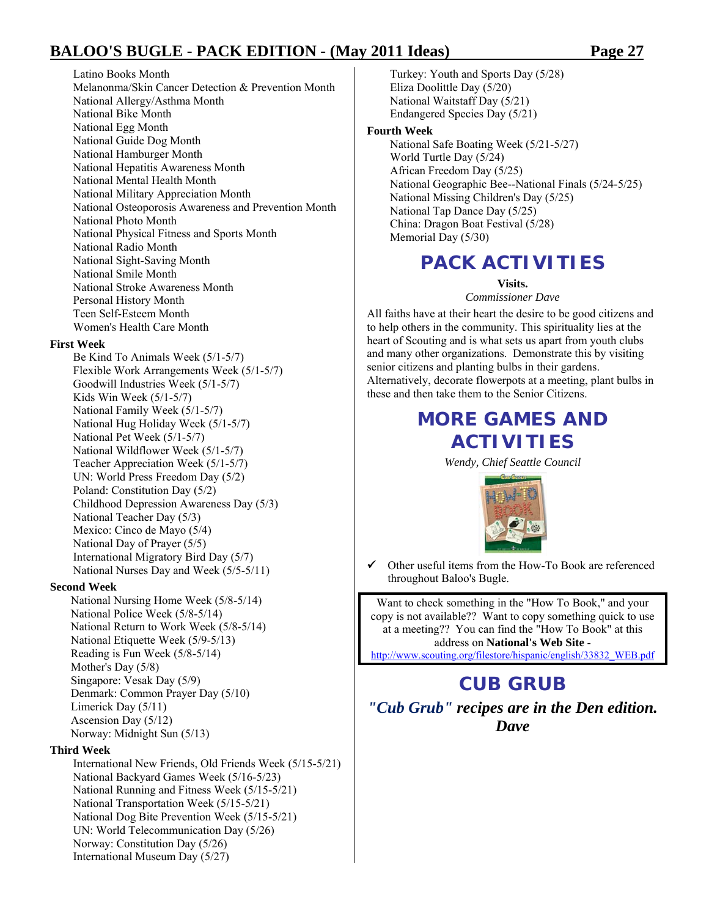Latino Books Month
Melanonma/Skin Cancer Detection & Prevention Month
National Allergy/Asthma Month
National Bike Month
National Egg Month
National Guide Dog Month
National Hamburger Month
National Hepatitis Awareness Month
National Mental Health Month
National Military Appreciation Month
National Osteoporosis Awareness and Prevention Month
National Photo Month
National Physical Fitness and Sports Month
National Radio Month
National Sight-Saving Month
National Smile Month
National Stroke Awareness Month
Personal History Month
Teen Self-Esteem Month
Women's Health Care Month

**First Week**

Be Kind To Animals Week (5/1-5/7)
Flexible Work Arrangements Week (5/1-5/7)
Goodwill Industries Week (5/1-5/7)
Kids Win Week (5/1-5/7)
National Family Week (5/1-5/7)
National Hug Holiday Week (5/1-5/7)
National Pet Week (5/1-5/7)
National Wildflower Week (5/1-5/7)
Teacher Appreciation Week (5/1-5/7)
UN: World Press Freedom Day (5/2)
Poland: Constitution Day (5/2)
Childhood Depression Awareness Day (5/3)
National Teacher Day (5/3)
Mexico: Cinco de Mayo (5/4)
National Day of Prayer (5/5)
International Migratory Bird Day (5/7)
National Nurses Day and Week (5/5-5/11)

**Second Week**

National Nursing Home Week (5/8-5/14)
National Police Week (5/8-5/14)
National Return to Work Week (5/8-5/14)
National Etiquette Week (5/9-5/13)
Reading is Fun Week (5/8-5/14)
Mother's Day (5/8)
Singapore: Vesak Day (5/9)
Denmark: Common Prayer Day (5/10)
Limerick Day (5/11)
Ascension Day (5/12)
Norway: Midnight Sun (5/13)

**Third Week**

International New Friends, Old Friends Week (5/15-5/21)
National Backyard Games Week (5/16-5/23)
National Running and Fitness Week (5/15-5/21)
National Transportation Week (5/15-5/21)
National Dog Bite Prevention Week (5/15-5/21)
UN: World Telecommunication Day (5/26)
Norway: Constitution Day (5/26)
International Museum Day (5/27)
Turkey: Youth and Sports Day (5/28)
Eliza Doolittle Day (5/20)
National Waitstaff Day (5/21)
Endangered Species Day (5/21)

**Fourth Week**

National Safe Boating Week (5/21-5/27)
World Turtle Day (5/24)
African Freedom Day (5/25)
National Geographic Bee--National Finals (5/24-5/25)
National Missing Children's Day (5/25)
National Tap Dance Day (5/25)
China: Dragon Boat Festival (5/28)
Memorial Day (5/30)

## PACK ACTIVITIES

**Visits.**

*Commissioner Dave*

All faiths have at their heart the desire to be good citizens and to help others in the community. This spirituality lies at the heart of Scouting and is what sets us apart from youth clubs and many other organizations. Demonstrate this by visiting senior citizens and planting bulbs in their gardens. Alternatively, decorate flowerpots at a meeting, plant bulbs in these and then take them to the Senior Citizens.

## MORE GAMES AND ACTIVITIES

*Wendy, Chief Seattle Council*

- ✓ Other useful items from the How-To Book are referenced throughout Baloo's Bugle.

Want to check something in the "How To Book," and your copy is not available?? Want to copy something quick to use at a meeting?? You can find the "How To Book" at this address on **National's Web Site** - http://www.scouting.org/filestore/hispanic/english/33832_WEB.pdf

## CUB GRUB

***"Cub Grub" recipes are in the Den edition. Dave***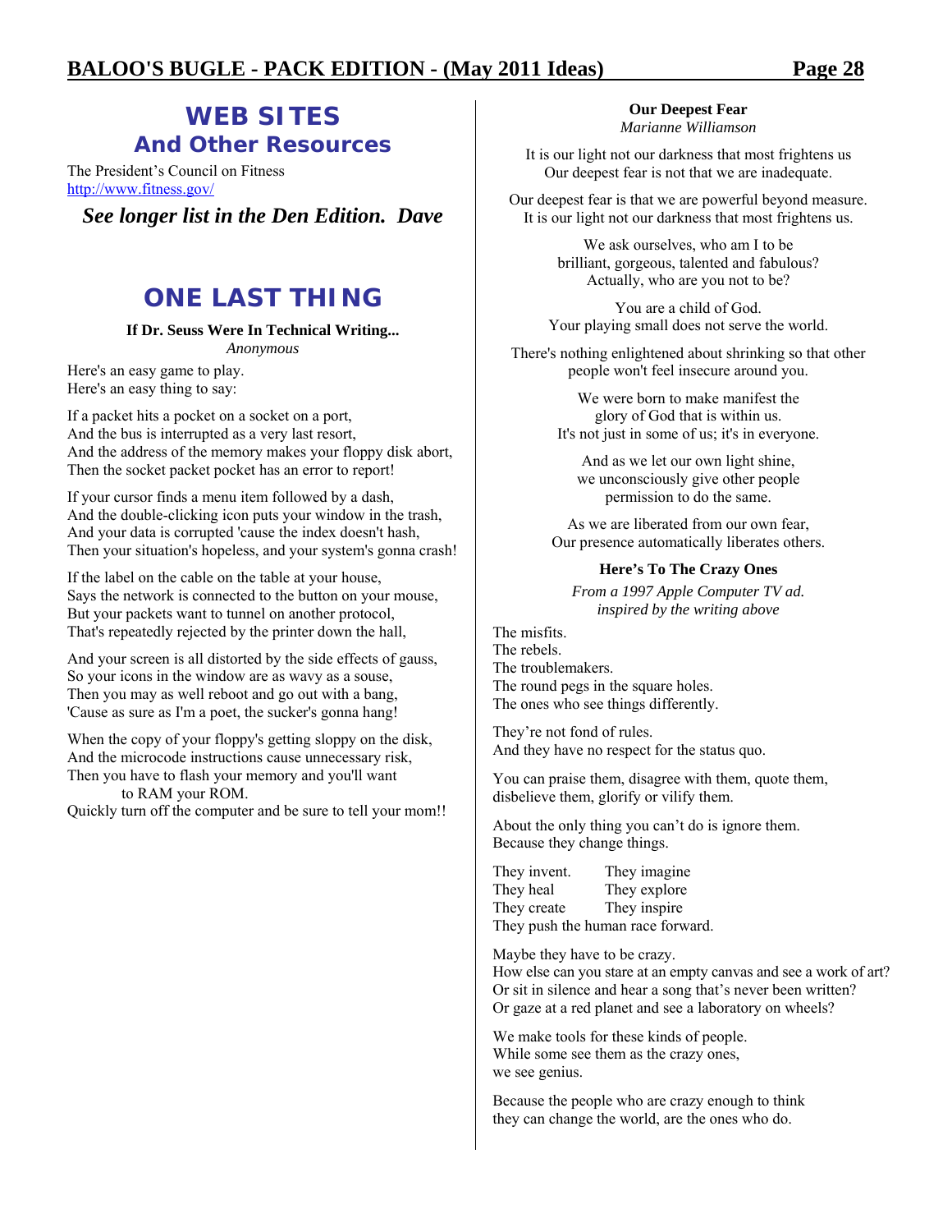## WEB SITES
### And Other Resources

The President's Council on Fitness
http://www.fitness.gov/

***See longer list in the Den Edition. Dave***

## ONE LAST THING

**If Dr. Seuss Were In Technical Writing...**
*Anonymous*

Here's an easy game to play.
Here's an easy thing to say:

If a packet hits a pocket on a socket on a port,
And the bus is interrupted as a very last resort,
And the address of the memory makes your floppy disk abort,
Then the socket packet pocket has an error to report!

If your cursor finds a menu item followed by a dash,
And the double-clicking icon puts your window in the trash,
And your data is corrupted 'cause the index doesn't hash,
Then your situation's hopeless, and your system's gonna crash!

If the label on the cable on the table at your house,
Says the network is connected to the button on your mouse,
But your packets want to tunnel on another protocol,
That's repeatedly rejected by the printer down the hall,

And your screen is all distorted by the side effects of gauss,
So your icons in the window are as wavy as a souse,
Then you may as well reboot and go out with a bang,
'Cause as sure as I'm a poet, the sucker's gonna hang!

When the copy of your floppy's getting sloppy on the disk,
And the microcode instructions cause unnecessary risk,
Then you have to flash your memory and you'll want to RAM your ROM.
Quickly turn off the computer and be sure to tell your mom!!

**Our Deepest Fear**
*Marianne Williamson*

It is our light not our darkness that most frightens us
Our deepest fear is not that we are inadequate.

Our deepest fear is that we are powerful beyond measure.
It is our light not our darkness that most frightens us.

We ask ourselves, who am I to be
brilliant, gorgeous, talented and fabulous?
Actually, who are you not to be?

You are a child of God.
Your playing small does not serve the world.

There's nothing enlightened about shrinking so that other people won't feel insecure around you.

We were born to make manifest the
glory of God that is within us.
It's not just in some of us; it's in everyone.

And as we let our own light shine,
we unconsciously give other people
permission to do the same.

As we are liberated from our own fear,
Our presence automatically liberates others.

**Here's To The Crazy Ones**
*From a 1997 Apple Computer TV ad.*
*inspired by the writing above*

The misfits.
The rebels.
The troublemakers.
The round pegs in the square holes.
The ones who see things differently.

They're not fond of rules.
And they have no respect for the status quo.

You can praise them, disagree with them, quote them, disbelieve them, glorify or vilify them.

About the only thing you can't do is ignore them.
Because they change things.

They invent. They imagine
They heal They explore
They create They inspire
They push the human race forward.

Maybe they have to be crazy.
How else can you stare at an empty canvas and see a work of art?
Or sit in silence and hear a song that's never been written?
Or gaze at a red planet and see a laboratory on wheels?

We make tools for these kinds of people.
While some see them as the crazy ones,
we see genius.

Because the people who are crazy enough to think they can change the world, are the ones who do.